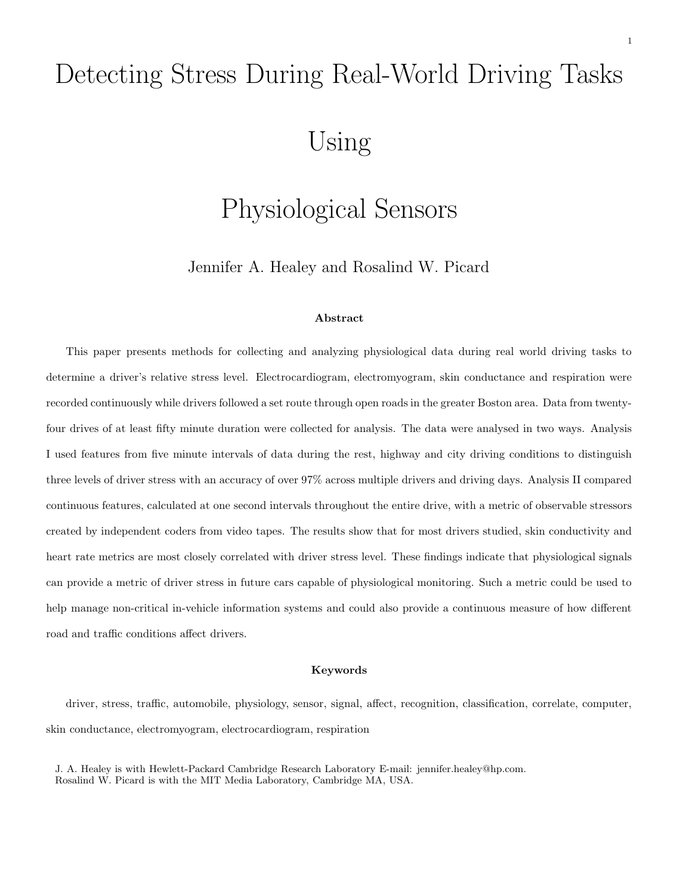# Detecting Stress During Real-World Driving Tasks Using Physiological Sensors

Jennifer A. Healey and Rosalind W. Picard

### Abstract

This paper presents methods for collecting and analyzing physiological data during real world driving tasks to determine a driver's relative stress level. Electrocardiogram, electromyogram, skin conductance and respiration were recorded continuously while drivers followed a set route through open roads in the greater Boston area. Data from twenty-four drives of at least fifty minute duration were collected for analysis. The data were analysed in two ways. Analysis I used features from five minute intervals of data during the rest, highway and city driving conditions to distinguish three levels of driver stress with an accuracy of over 97% across multiple drivers and driving days. Analysis II compared continuous features, calculated at one second intervals throughout the entire drive, with a metric of observable stressors created by independent coders from video tapes. The results show that for most drivers studied, skin conductivity and heart rate metrics are most closely correlated with driver stress level. These findings indicate that physiological signals can provide a metric of driver stress in future cars capable of physiological monitoring. Such a metric could be used to help manage non-critical in-vehicle information systems and could also provide a continuous measure of how different road and traffic conditions affect drivers.

### Keywords

driver, stress, traffic, automobile, physiology, sensor, signal, affect, recognition, classification, correlate, computer, skin conductance, electromyogram, electrocardiogram, respiration

J. A. Healey is with Hewlett-Packard Cambridge Research Laboratory E-mail: jennifer.healey@hp.com.
Rosalind W. Picard is with the MIT Media Laboratory, Cambridge MA, USA.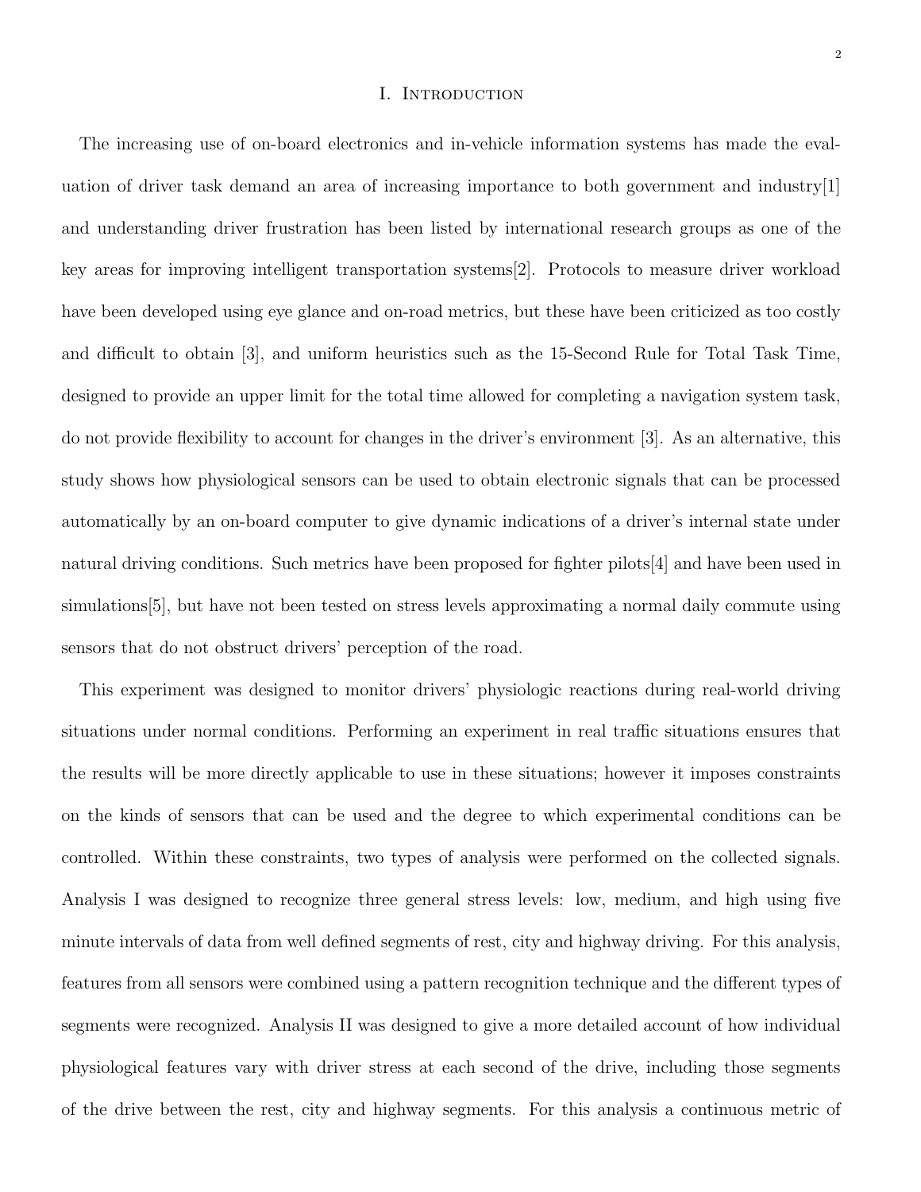# I. Introduction

The increasing use of on-board electronics and in-vehicle information systems has made the evaluation of driver task demand an area of increasing importance to both government and industry[1] and understanding driver frustration has been listed by international research groups as one of the key areas for improving intelligent transportation systems[2]. Protocols to measure driver workload have been developed using eye glance and on-road metrics, but these have been criticized as too costly and difficult to obtain [3], and uniform heuristics such as the 15-Second Rule for Total Task Time, designed to provide an upper limit for the total time allowed for completing a navigation system task, do not provide flexibility to account for changes in the driver's environment [3]. As an alternative, this study shows how physiological sensors can be used to obtain electronic signals that can be processed automatically by an on-board computer to give dynamic indications of a driver's internal state under natural driving conditions. Such metrics have been proposed for fighter pilots[4] and have been used in simulations[5], but have not been tested on stress levels approximating a normal daily commute using sensors that do not obstruct drivers' perception of the road.

This experiment was designed to monitor drivers' physiologic reactions during real-world driving situations under normal conditions. Performing an experiment in real traffic situations ensures that the results will be more directly applicable to use in these situations; however it imposes constraints on the kinds of sensors that can be used and the degree to which experimental conditions can be controlled. Within these constraints, two types of analysis were performed on the collected signals. Analysis I was designed to recognize three general stress levels: low, medium, and high using five minute intervals of data from well defined segments of rest, city and highway driving. For this analysis, features from all sensors were combined using a pattern recognition technique and the different types of segments were recognized. Analysis II was designed to give a more detailed account of how individual physiological features vary with driver stress at each second of the drive, including those segments of the drive between the rest, city and highway segments. For this analysis a continuous metric of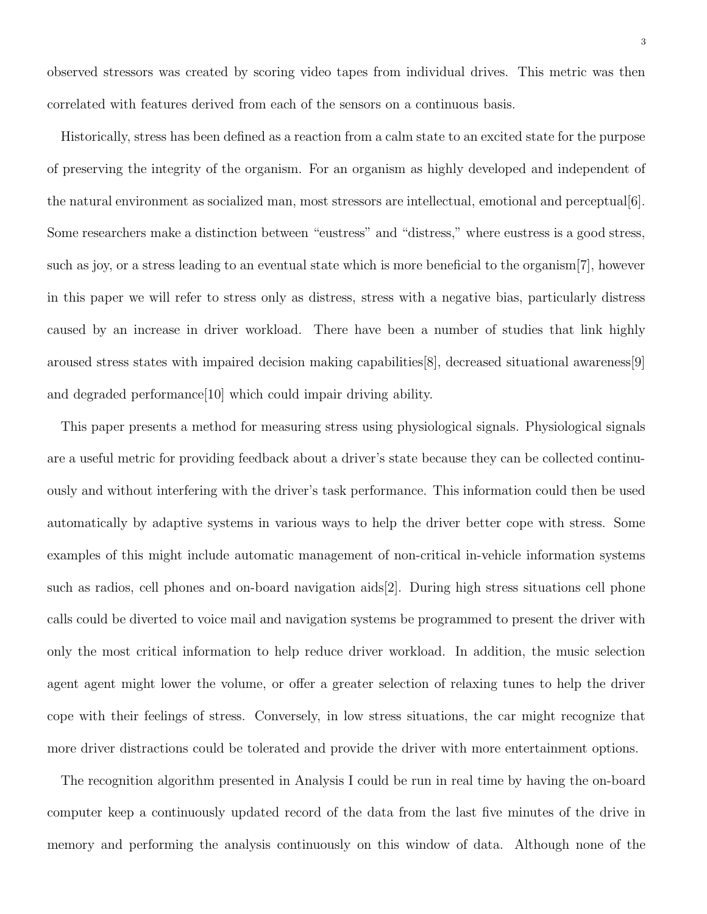observed stressors was created by scoring video tapes from individual drives. This metric was then correlated with features derived from each of the sensors on a continuous basis.

Historically, stress has been defined as a reaction from a calm state to an excited state for the purpose of preserving the integrity of the organism. For an organism as highly developed and independent of the natural environment as socialized man, most stressors are intellectual, emotional and perceptual[6]. Some researchers make a distinction between "eustress" and "distress," where eustress is a good stress, such as joy, or a stress leading to an eventual state which is more beneficial to the organism[7], however in this paper we will refer to stress only as distress, stress with a negative bias, particularly distress caused by an increase in driver workload. There have been a number of studies that link highly aroused stress states with impaired decision making capabilities[8], decreased situational awareness[9] and degraded performance[10] which could impair driving ability.

This paper presents a method for measuring stress using physiological signals. Physiological signals are a useful metric for providing feedback about a driver's state because they can be collected continuously and without interfering with the driver's task performance. This information could then be used automatically by adaptive systems in various ways to help the driver better cope with stress. Some examples of this might include automatic management of non-critical in-vehicle information systems such as radios, cell phones and on-board navigation aids[2]. During high stress situations cell phone calls could be diverted to voice mail and navigation systems be programmed to present the driver with only the most critical information to help reduce driver workload. In addition, the music selection agent agent might lower the volume, or offer a greater selection of relaxing tunes to help the driver cope with their feelings of stress. Conversely, in low stress situations, the car might recognize that more driver distractions could be tolerated and provide the driver with more entertainment options.

The recognition algorithm presented in Analysis I could be run in real time by having the on-board computer keep a continuously updated record of the data from the last five minutes of the drive in memory and performing the analysis continuously on this window of data. Although none of the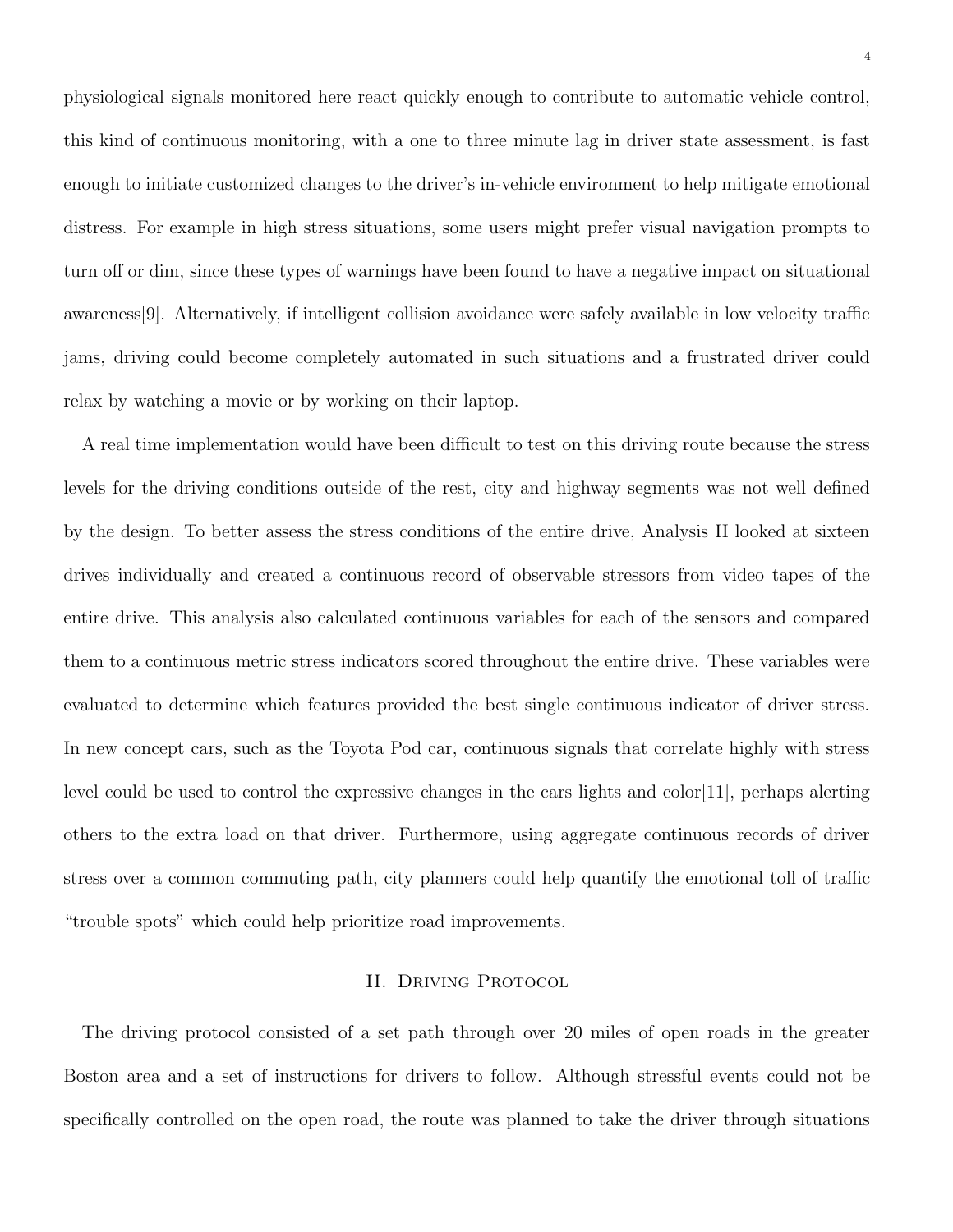physiological signals monitored here react quickly enough to contribute to automatic vehicle control, this kind of continuous monitoring, with a one to three minute lag in driver state assessment, is fast enough to initiate customized changes to the driver's in-vehicle environment to help mitigate emotional distress. For example in high stress situations, some users might prefer visual navigation prompts to turn off or dim, since these types of warnings have been found to have a negative impact on situational awareness[9]. Alternatively, if intelligent collision avoidance were safely available in low velocity traffic jams, driving could become completely automated in such situations and a frustrated driver could relax by watching a movie or by working on their laptop.

A real time implementation would have been difficult to test on this driving route because the stress levels for the driving conditions outside of the rest, city and highway segments was not well defined by the design. To better assess the stress conditions of the entire drive, Analysis II looked at sixteen drives individually and created a continuous record of observable stressors from video tapes of the entire drive. This analysis also calculated continuous variables for each of the sensors and compared them to a continuous metric stress indicators scored throughout the entire drive. These variables were evaluated to determine which features provided the best single continuous indicator of driver stress. In new concept cars, such as the Toyota Pod car, continuous signals that correlate highly with stress level could be used to control the expressive changes in the cars lights and color[11], perhaps alerting others to the extra load on that driver. Furthermore, using aggregate continuous records of driver stress over a common commuting path, city planners could help quantify the emotional toll of traffic "trouble spots" which could help prioritize road improvements.

## II. Driving Protocol

The driving protocol consisted of a set path through over 20 miles of open roads in the greater Boston area and a set of instructions for drivers to follow. Although stressful events could not be specifically controlled on the open road, the route was planned to take the driver through situations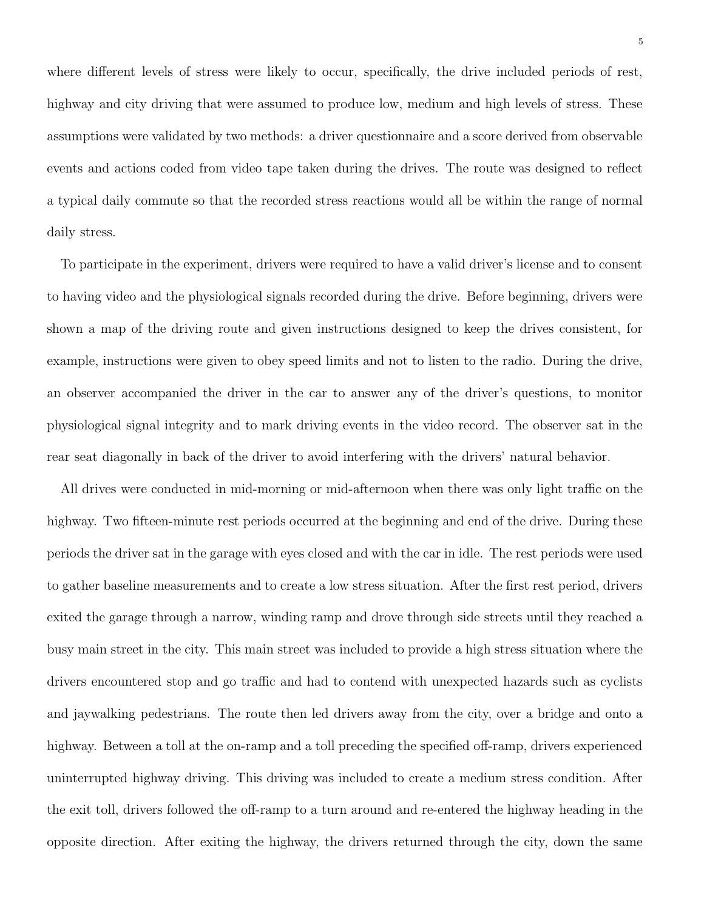where different levels of stress were likely to occur, specifically, the drive included periods of rest, highway and city driving that were assumed to produce low, medium and high levels of stress. These assumptions were validated by two methods: a driver questionnaire and a score derived from observable events and actions coded from video tape taken during the drives. The route was designed to reflect a typical daily commute so that the recorded stress reactions would all be within the range of normal daily stress.

To participate in the experiment, drivers were required to have a valid driver's license and to consent to having video and the physiological signals recorded during the drive. Before beginning, drivers were shown a map of the driving route and given instructions designed to keep the drives consistent, for example, instructions were given to obey speed limits and not to listen to the radio. During the drive, an observer accompanied the driver in the car to answer any of the driver's questions, to monitor physiological signal integrity and to mark driving events in the video record. The observer sat in the rear seat diagonally in back of the driver to avoid interfering with the drivers' natural behavior.

All drives were conducted in mid-morning or mid-afternoon when there was only light traffic on the highway. Two fifteen-minute rest periods occurred at the beginning and end of the drive. During these periods the driver sat in the garage with eyes closed and with the car in idle. The rest periods were used to gather baseline measurements and to create a low stress situation. After the first rest period, drivers exited the garage through a narrow, winding ramp and drove through side streets until they reached a busy main street in the city. This main street was included to provide a high stress situation where the drivers encountered stop and go traffic and had to contend with unexpected hazards such as cyclists and jaywalking pedestrians. The route then led drivers away from the city, over a bridge and onto a highway. Between a toll at the on-ramp and a toll preceding the specified off-ramp, drivers experienced uninterrupted highway driving. This driving was included to create a medium stress condition. After the exit toll, drivers followed the off-ramp to a turn around and re-entered the highway heading in the opposite direction. After exiting the highway, the drivers returned through the city, down the same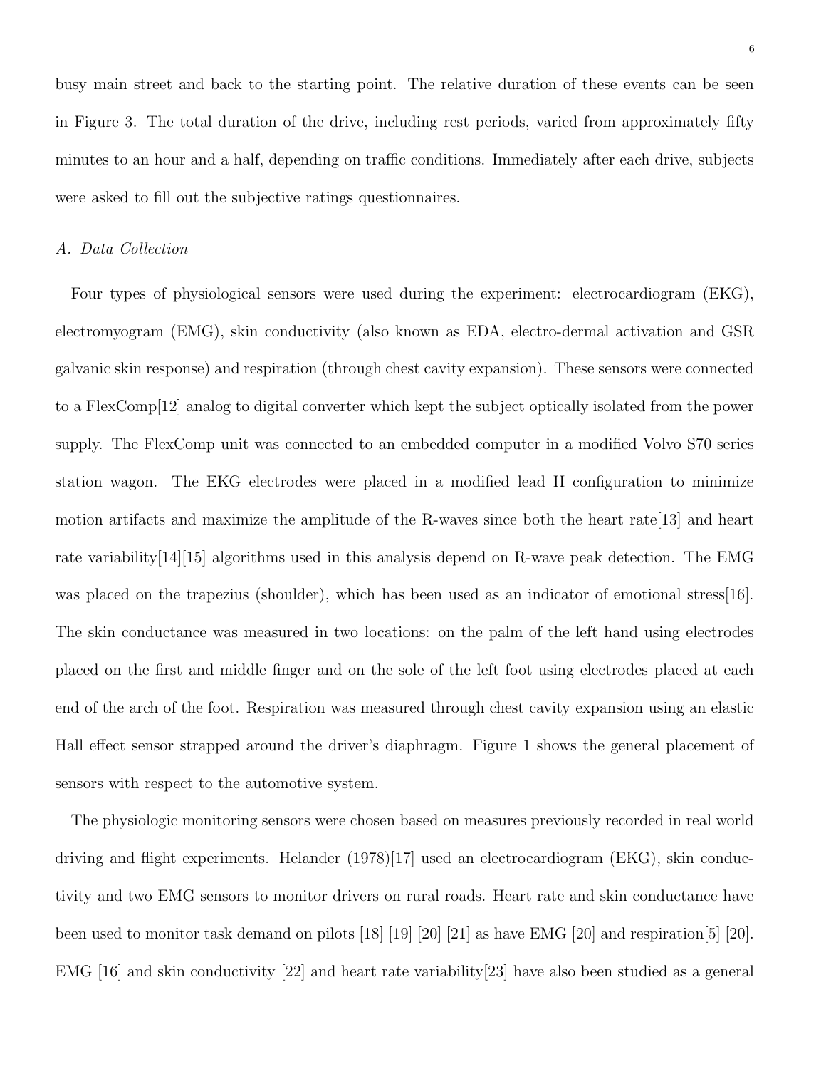busy main street and back to the starting point. The relative duration of these events can be seen in Figure 3. The total duration of the drive, including rest periods, varied from approximately fifty minutes to an hour and a half, depending on traffic conditions. Immediately after each drive, subjects were asked to fill out the subjective ratings questionnaires.

### *A. Data Collection*

Four types of physiological sensors were used during the experiment: electrocardiogram (EKG), electromyogram (EMG), skin conductivity (also known as EDA, electro-dermal activation and GSR galvanic skin response) and respiration (through chest cavity expansion). These sensors were connected to a FlexComp[12] analog to digital converter which kept the subject optically isolated from the power supply. The FlexComp unit was connected to an embedded computer in a modified Volvo S70 series station wagon. The EKG electrodes were placed in a modified lead II configuration to minimize motion artifacts and maximize the amplitude of the R-waves since both the heart rate[13] and heart rate variability[14][15] algorithms used in this analysis depend on R-wave peak detection. The EMG was placed on the trapezius (shoulder), which has been used as an indicator of emotional stress[16]. The skin conductance was measured in two locations: on the palm of the left hand using electrodes placed on the first and middle finger and on the sole of the left foot using electrodes placed at each end of the arch of the foot. Respiration was measured through chest cavity expansion using an elastic Hall effect sensor strapped around the driver's diaphragm. Figure 1 shows the general placement of sensors with respect to the automotive system.

The physiologic monitoring sensors were chosen based on measures previously recorded in real world driving and flight experiments. Helander (1978)[17] used an electrocardiogram (EKG), skin conductivity and two EMG sensors to monitor drivers on rural roads. Heart rate and skin conductance have been used to monitor task demand on pilots [18] [19] [20] [21] as have EMG [20] and respiration[5] [20]. EMG [16] and skin conductivity [22] and heart rate variability[23] have also been studied as a general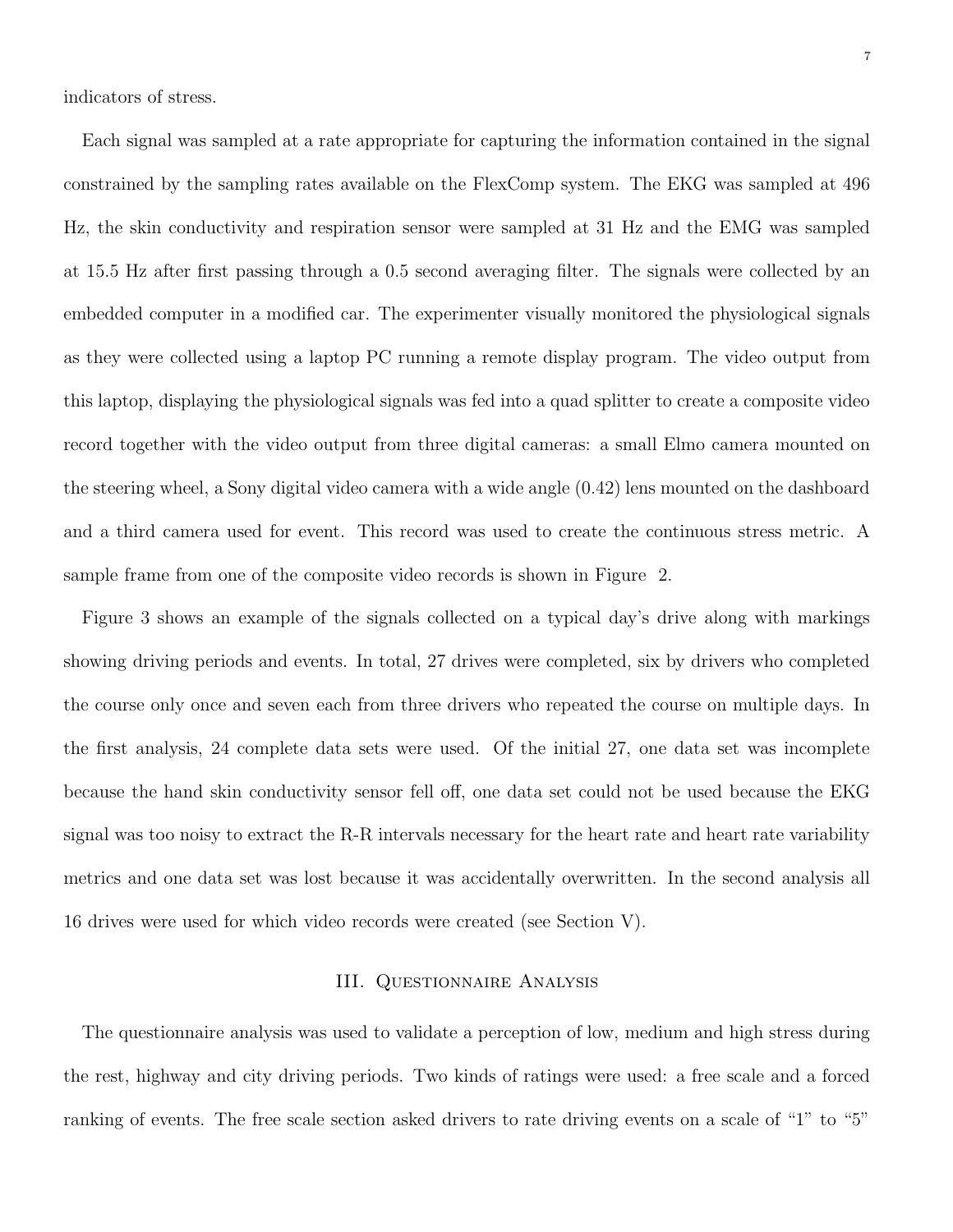indicators of stress.

Each signal was sampled at a rate appropriate for capturing the information contained in the signal constrained by the sampling rates available on the FlexComp system. The EKG was sampled at 496 Hz, the skin conductivity and respiration sensor were sampled at 31 Hz and the EMG was sampled at 15.5 Hz after first passing through a 0.5 second averaging filter. The signals were collected by an embedded computer in a modified car. The experimenter visually monitored the physiological signals as they were collected using a laptop PC running a remote display program. The video output from this laptop, displaying the physiological signals was fed into a quad splitter to create a composite video record together with the video output from three digital cameras: a small Elmo camera mounted on the steering wheel, a Sony digital video camera with a wide angle (0.42) lens mounted on the dashboard and a third camera used for event. This record was used to create the continuous stress metric. A sample frame from one of the composite video records is shown in Figure 2.

Figure 3 shows an example of the signals collected on a typical day's drive along with markings showing driving periods and events. In total, 27 drives were completed, six by drivers who completed the course only once and seven each from three drivers who repeated the course on multiple days. In the first analysis, 24 complete data sets were used. Of the initial 27, one data set was incomplete because the hand skin conductivity sensor fell off, one data set could not be used because the EKG signal was too noisy to extract the R-R intervals necessary for the heart rate and heart rate variability metrics and one data set was lost because it was accidentally overwritten. In the second analysis all 16 drives were used for which video records were created (see Section V).

## III. Questionnaire Analysis

The questionnaire analysis was used to validate a perception of low, medium and high stress during the rest, highway and city driving periods. Two kinds of ratings were used: a free scale and a forced ranking of events. The free scale section asked drivers to rate driving events on a scale of "1" to "5"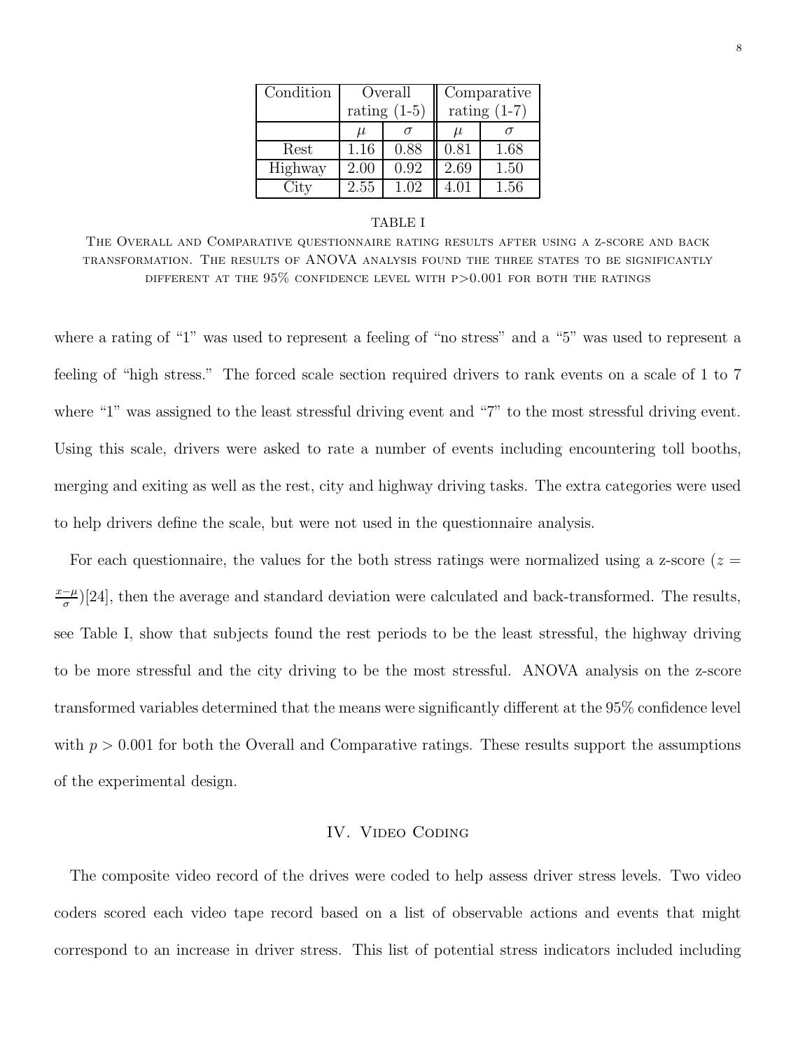| Condition | Overall rating (1-5) | | Comparative rating (1-7) | |
|---|---|---|---|---|
| | $\mu$ | $\sigma$ | $\mu$ | $\sigma$ |
| Rest | 1.16 | 0.88 | 0.81 | 1.68 |
| Highway | 2.00 | 0.92 | 2.69 | 1.50 |
| City | 2.55 | 1.02 | 4.01 | 1.56 |

TABLE I

THE OVERALL AND COMPARATIVE QUESTIONNAIRE RATING RESULTS AFTER USING A Z-SCORE AND BACK TRANSFORMATION. THE RESULTS OF ANOVA ANALYSIS FOUND THE THREE STATES TO BE SIGNIFICANTLY DIFFERENT AT THE 95% CONFIDENCE LEVEL WITH P>0.001 FOR BOTH THE RATINGS

where a rating of "1" was used to represent a feeling of "no stress" and a "5" was used to represent a feeling of "high stress." The forced scale section required drivers to rank events on a scale of 1 to 7 where "1" was assigned to the least stressful driving event and "7" to the most stressful driving event. Using this scale, drivers were asked to rate a number of events including encountering toll booths, merging and exiting as well as the rest, city and highway driving tasks. The extra categories were used to help drivers define the scale, but were not used in the questionnaire analysis.

For each questionnaire, the values for the both stress ratings were normalized using a z-score ($z = \frac{x-\mu}{\sigma}$)[24], then the average and standard deviation were calculated and back-transformed. The results, see Table I, show that subjects found the rest periods to be the least stressful, the highway driving to be more stressful and the city driving to be the most stressful. ANOVA analysis on the z-score transformed variables determined that the means were significantly different at the 95% confidence level with $p > 0.001$ for both the Overall and Comparative ratings. These results support the assumptions of the experimental design.

## IV. Video Coding

The composite video record of the drives were coded to help assess driver stress levels. Two video coders scored each video tape record based on a list of observable actions and events that might correspond to an increase in driver stress. This list of potential stress indicators included including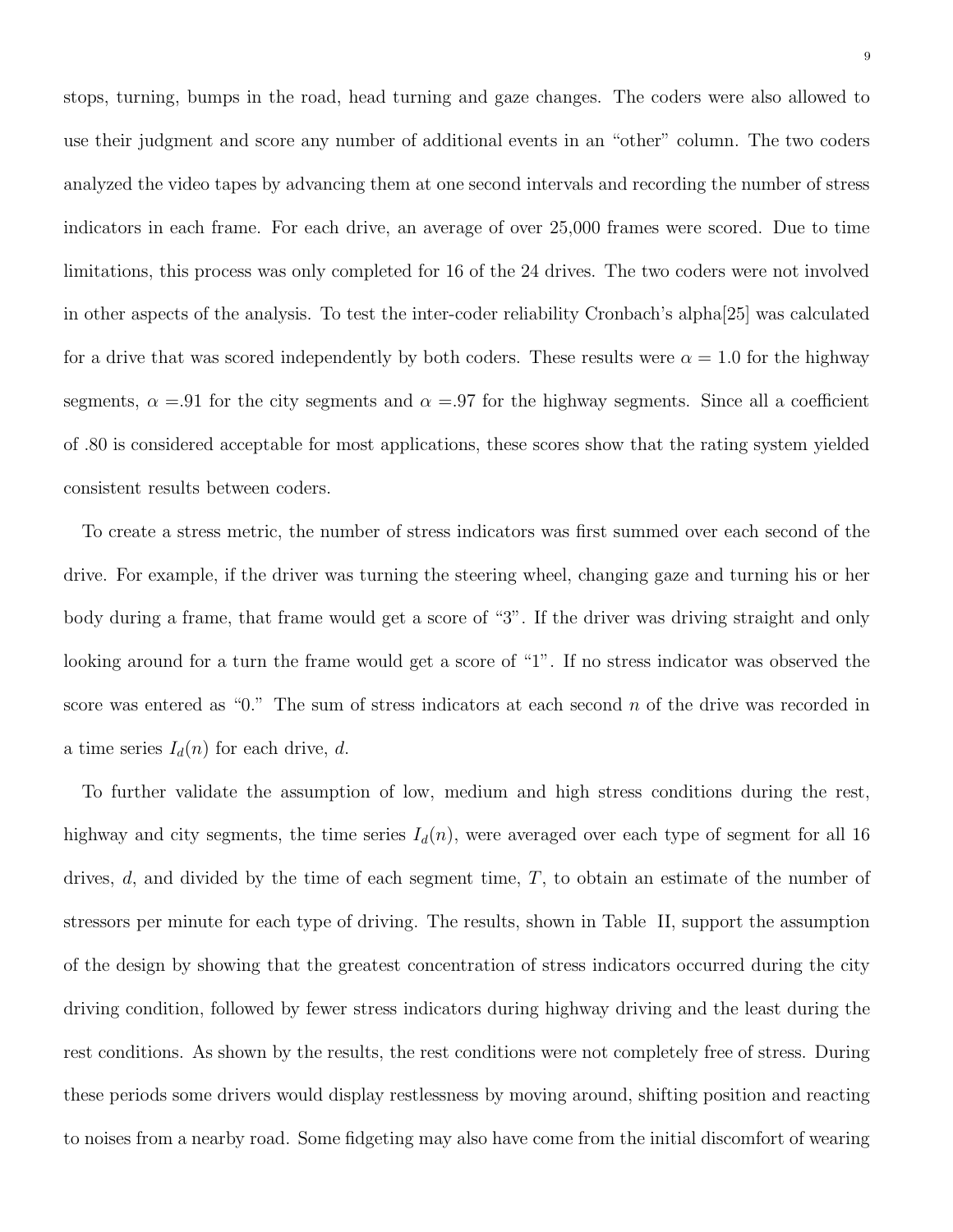stops, turning, bumps in the road, head turning and gaze changes. The coders were also allowed to use their judgment and score any number of additional events in an "other" column. The two coders analyzed the video tapes by advancing them at one second intervals and recording the number of stress indicators in each frame. For each drive, an average of over 25,000 frames were scored. Due to time limitations, this process was only completed for 16 of the 24 drives. The two coders were not involved in other aspects of the analysis. To test the inter-coder reliability Cronbach's alpha[25] was calculated for a drive that was scored independently by both coders. These results were $\alpha = 1.0$ for the highway segments, $\alpha$ =.91 for the city segments and $\alpha$ =.97 for the highway segments. Since all a coefficient of .80 is considered acceptable for most applications, these scores show that the rating system yielded consistent results between coders.

To create a stress metric, the number of stress indicators was first summed over each second of the drive. For example, if the driver was turning the steering wheel, changing gaze and turning his or her body during a frame, that frame would get a score of "3". If the driver was driving straight and only looking around for a turn the frame would get a score of "1". If no stress indicator was observed the score was entered as "0." The sum of stress indicators at each second $n$ of the drive was recorded in a time series $I_d(n)$ for each drive, $d$.

To further validate the assumption of low, medium and high stress conditions during the rest, highway and city segments, the time series $I_d(n)$, were averaged over each type of segment for all 16 drives, $d$, and divided by the time of each segment time, $T$, to obtain an estimate of the number of stressors per minute for each type of driving. The results, shown in Table II, support the assumption of the design by showing that the greatest concentration of stress indicators occurred during the city driving condition, followed by fewer stress indicators during highway driving and the least during the rest conditions. As shown by the results, the rest conditions were not completely free of stress. During these periods some drivers would display restlessness by moving around, shifting position and reacting to noises from a nearby road. Some fidgeting may also have come from the initial discomfort of wearing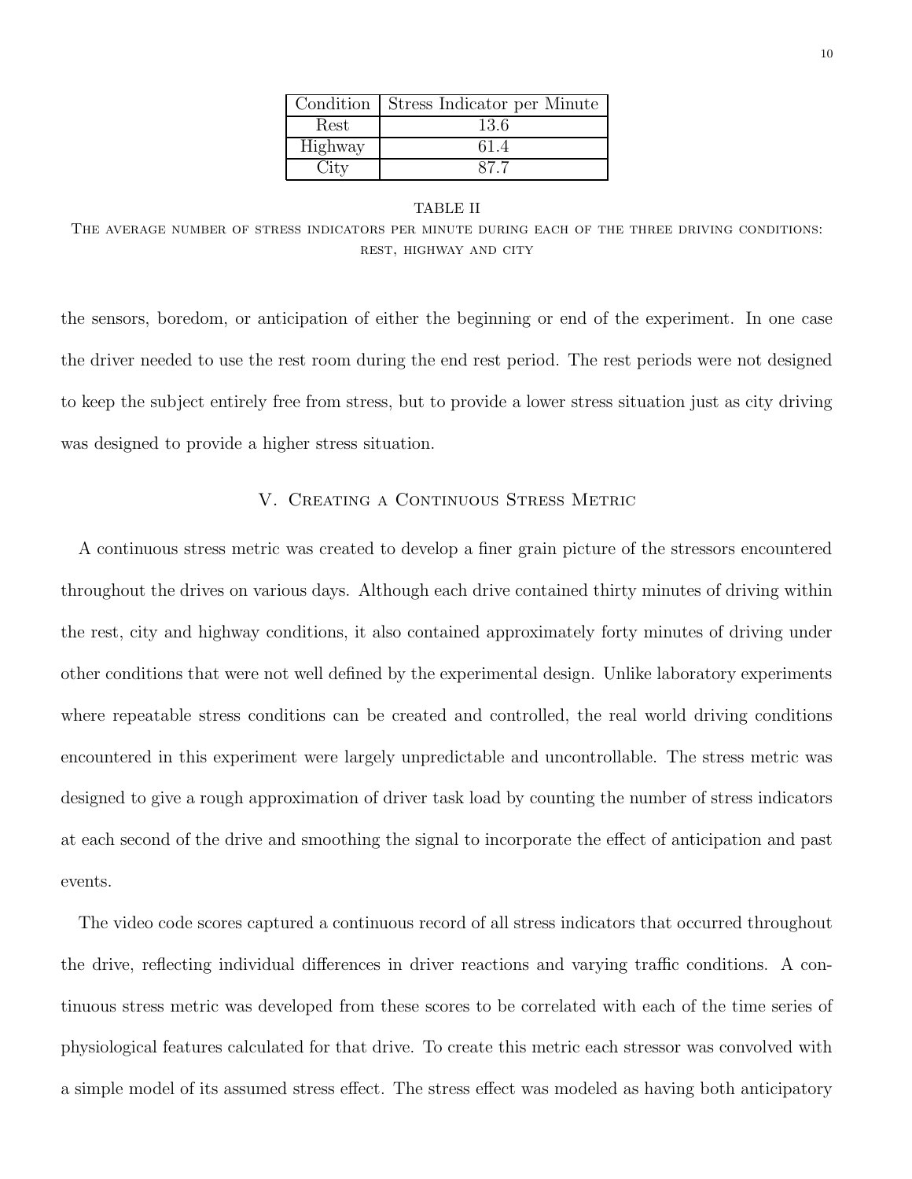| Condition | Stress Indicator per Minute |
| --- | --- |
| Rest | 13.6 |
| Highway | 61.4 |
| City | 87.7 |

TABLE II

The average number of stress indicators per minute during each of the three driving conditions: rest, highway and city

the sensors, boredom, or anticipation of either the beginning or end of the experiment. In one case the driver needed to use the rest room during the end rest period. The rest periods were not designed to keep the subject entirely free from stress, but to provide a lower stress situation just as city driving was designed to provide a higher stress situation.

## V. Creating a Continuous Stress Metric

A continuous stress metric was created to develop a finer grain picture of the stressors encountered throughout the drives on various days. Although each drive contained thirty minutes of driving within the rest, city and highway conditions, it also contained approximately forty minutes of driving under other conditions that were not well defined by the experimental design. Unlike laboratory experiments where repeatable stress conditions can be created and controlled, the real world driving conditions encountered in this experiment were largely unpredictable and uncontrollable. The stress metric was designed to give a rough approximation of driver task load by counting the number of stress indicators at each second of the drive and smoothing the signal to incorporate the effect of anticipation and past events.

The video code scores captured a continuous record of all stress indicators that occurred throughout the drive, reflecting individual differences in driver reactions and varying traffic conditions. A continuous stress metric was developed from these scores to be correlated with each of the time series of physiological features calculated for that drive. To create this metric each stressor was convolved with a simple model of its assumed stress effect. The stress effect was modeled as having both anticipatory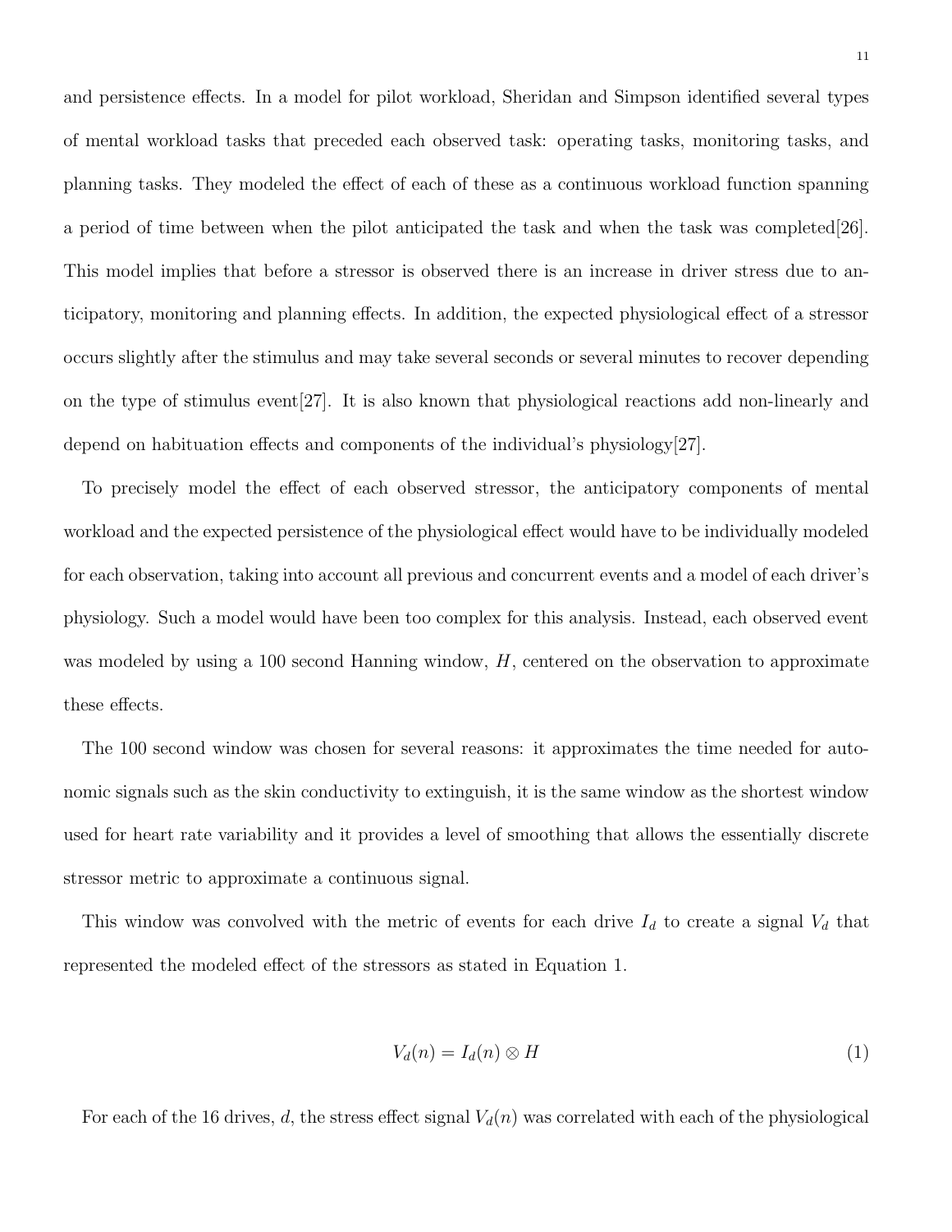and persistence effects. In a model for pilot workload, Sheridan and Simpson identified several types of mental workload tasks that preceded each observed task: operating tasks, monitoring tasks, and planning tasks. They modeled the effect of each of these as a continuous workload function spanning a period of time between when the pilot anticipated the task and when the task was completed[26]. This model implies that before a stressor is observed there is an increase in driver stress due to anticipatory, monitoring and planning effects. In addition, the expected physiological effect of a stressor occurs slightly after the stimulus and may take several seconds or several minutes to recover depending on the type of stimulus event[27]. It is also known that physiological reactions add non-linearly and depend on habituation effects and components of the individual's physiology[27].

To precisely model the effect of each observed stressor, the anticipatory components of mental workload and the expected persistence of the physiological effect would have to be individually modeled for each observation, taking into account all previous and concurrent events and a model of each driver's physiology. Such a model would have been too complex for this analysis. Instead, each observed event was modeled by using a 100 second Hanning window, $H$, centered on the observation to approximate these effects.

The 100 second window was chosen for several reasons: it approximates the time needed for autonomic signals such as the skin conductivity to extinguish, it is the same window as the shortest window used for heart rate variability and it provides a level of smoothing that allows the essentially discrete stressor metric to approximate a continuous signal.

This window was convolved with the metric of events for each drive $I_d$ to create a signal $V_d$ that represented the modeled effect of the stressors as stated in Equation 1.

$$V_d(n) = I_d(n) \otimes H \tag{1}$$

For each of the 16 drives, $d$, the stress effect signal $V_d(n)$ was correlated with each of the physiological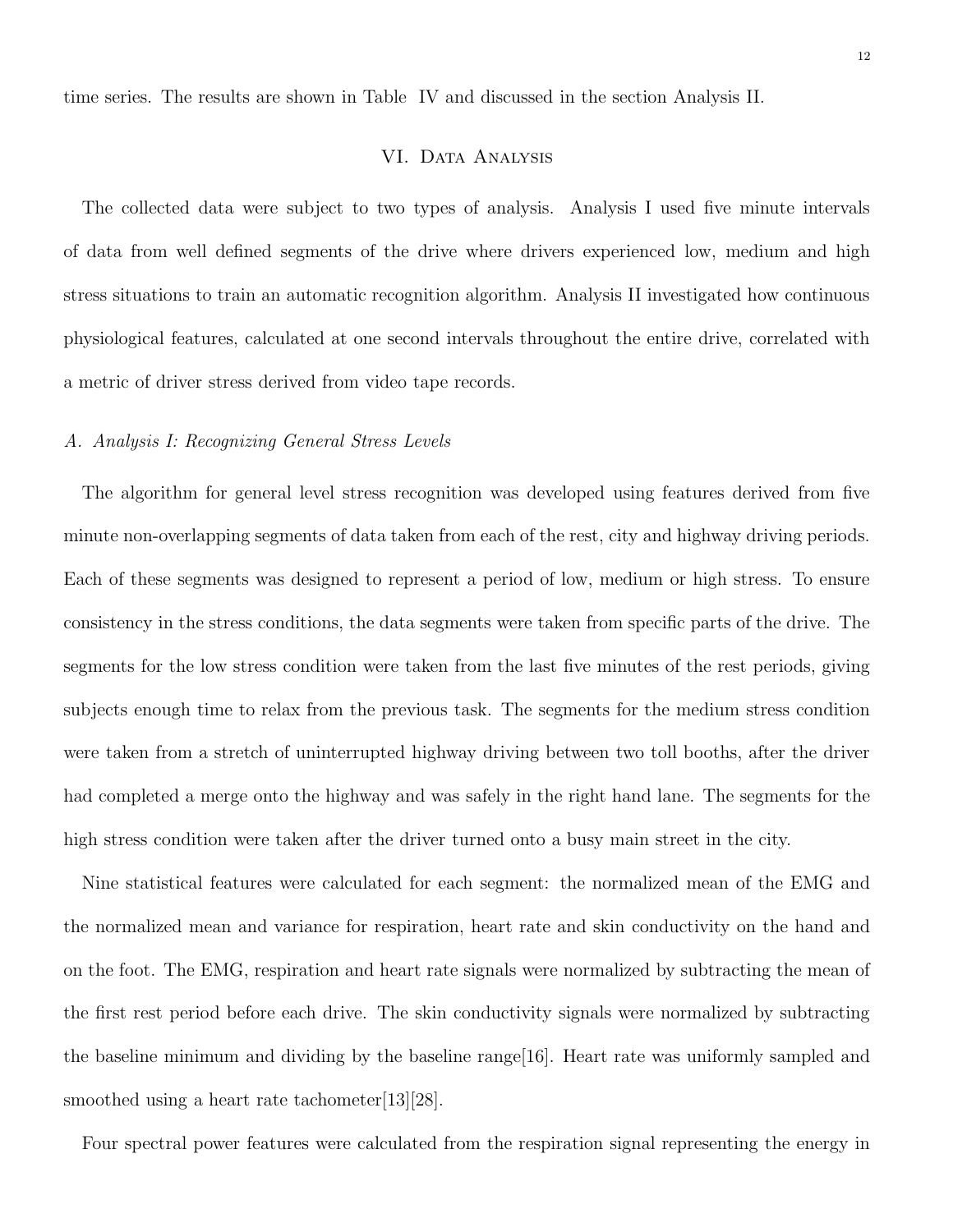time series. The results are shown in Table IV and discussed in the section Analysis II.

## VI. Data Analysis

The collected data were subject to two types of analysis. Analysis I used five minute intervals of data from well defined segments of the drive where drivers experienced low, medium and high stress situations to train an automatic recognition algorithm. Analysis II investigated how continuous physiological features, calculated at one second intervals throughout the entire drive, correlated with a metric of driver stress derived from video tape records.

### *A. Analysis I: Recognizing General Stress Levels*

The algorithm for general level stress recognition was developed using features derived from five minute non-overlapping segments of data taken from each of the rest, city and highway driving periods. Each of these segments was designed to represent a period of low, medium or high stress. To ensure consistency in the stress conditions, the data segments were taken from specific parts of the drive. The segments for the low stress condition were taken from the last five minutes of the rest periods, giving subjects enough time to relax from the previous task. The segments for the medium stress condition were taken from a stretch of uninterrupted highway driving between two toll booths, after the driver had completed a merge onto the highway and was safely in the right hand lane. The segments for the high stress condition were taken after the driver turned onto a busy main street in the city.

Nine statistical features were calculated for each segment: the normalized mean of the EMG and the normalized mean and variance for respiration, heart rate and skin conductivity on the hand and on the foot. The EMG, respiration and heart rate signals were normalized by subtracting the mean of the first rest period before each drive. The skin conductivity signals were normalized by subtracting the baseline minimum and dividing by the baseline range[16]. Heart rate was uniformly sampled and smoothed using a heart rate tachometer[13][28].

Four spectral power features were calculated from the respiration signal representing the energy in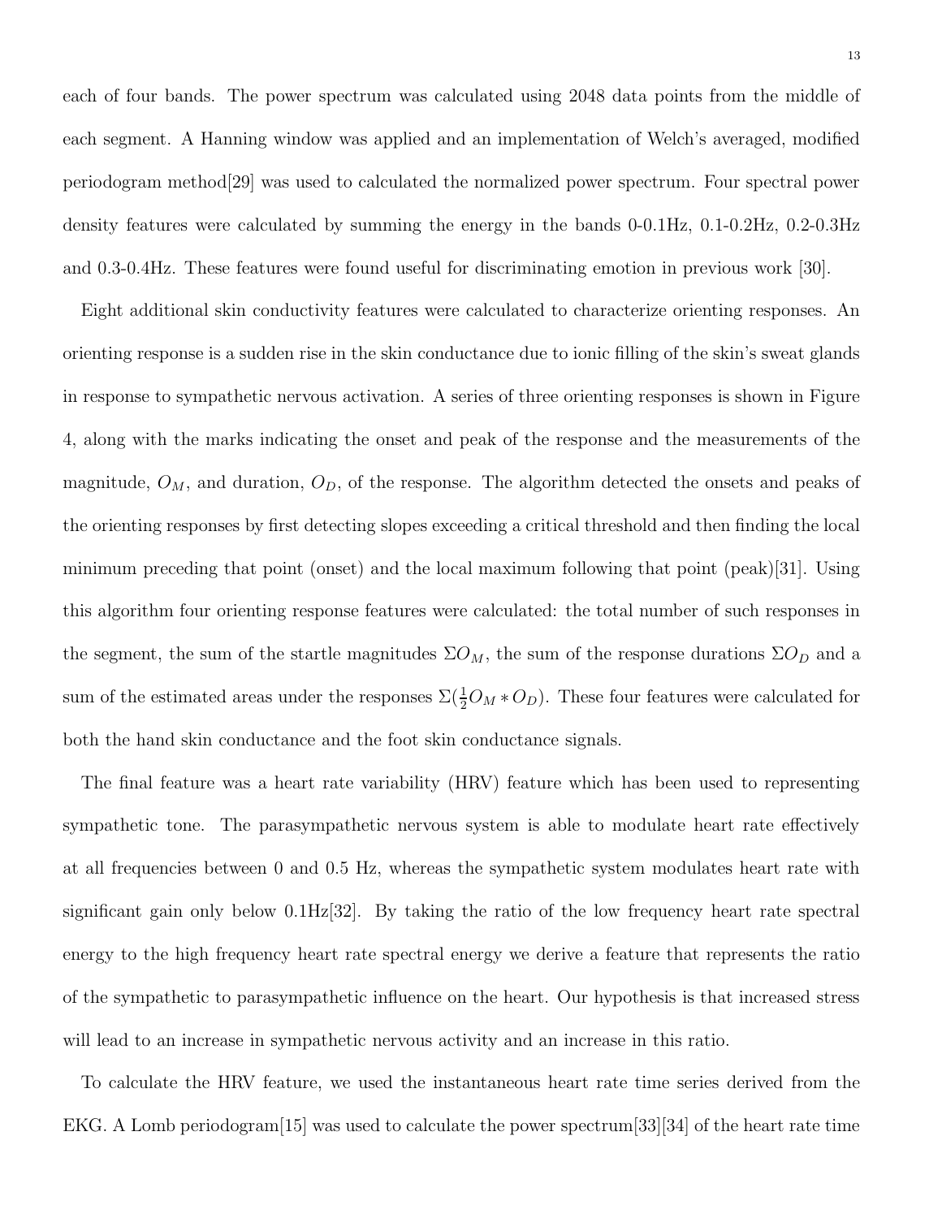each of four bands. The power spectrum was calculated using 2048 data points from the middle of each segment. A Hanning window was applied and an implementation of Welch's averaged, modified periodogram method[29] was used to calculated the normalized power spectrum. Four spectral power density features were calculated by summing the energy in the bands 0-0.1Hz, 0.1-0.2Hz, 0.2-0.3Hz and 0.3-0.4Hz. These features were found useful for discriminating emotion in previous work [30].

Eight additional skin conductivity features were calculated to characterize orienting responses. An orienting response is a sudden rise in the skin conductance due to ionic filling of the skin's sweat glands in response to sympathetic nervous activation. A series of three orienting responses is shown in Figure 4, along with the marks indicating the onset and peak of the response and the measurements of the magnitude, $O_M$, and duration, $O_D$, of the response. The algorithm detected the onsets and peaks of the orienting responses by first detecting slopes exceeding a critical threshold and then finding the local minimum preceding that point (onset) and the local maximum following that point (peak)[31]. Using this algorithm four orienting response features were calculated: the total number of such responses in the segment, the sum of the startle magnitudes $\Sigma O_M$, the sum of the response durations $\Sigma O_D$ and a sum of the estimated areas under the responses $\Sigma(\frac{1}{2} O_M * O_D)$. These four features were calculated for both the hand skin conductance and the foot skin conductance signals.

The final feature was a heart rate variability (HRV) feature which has been used to representing sympathetic tone. The parasympathetic nervous system is able to modulate heart rate effectively at all frequencies between 0 and 0.5 Hz, whereas the sympathetic system modulates heart rate with significant gain only below 0.1Hz[32]. By taking the ratio of the low frequency heart rate spectral energy to the high frequency heart rate spectral energy we derive a feature that represents the ratio of the sympathetic to parasympathetic influence on the heart. Our hypothesis is that increased stress will lead to an increase in sympathetic nervous activity and an increase in this ratio.

To calculate the HRV feature, we used the instantaneous heart rate time series derived from the EKG. A Lomb periodogram[15] was used to calculate the power spectrum[33][34] of the heart rate time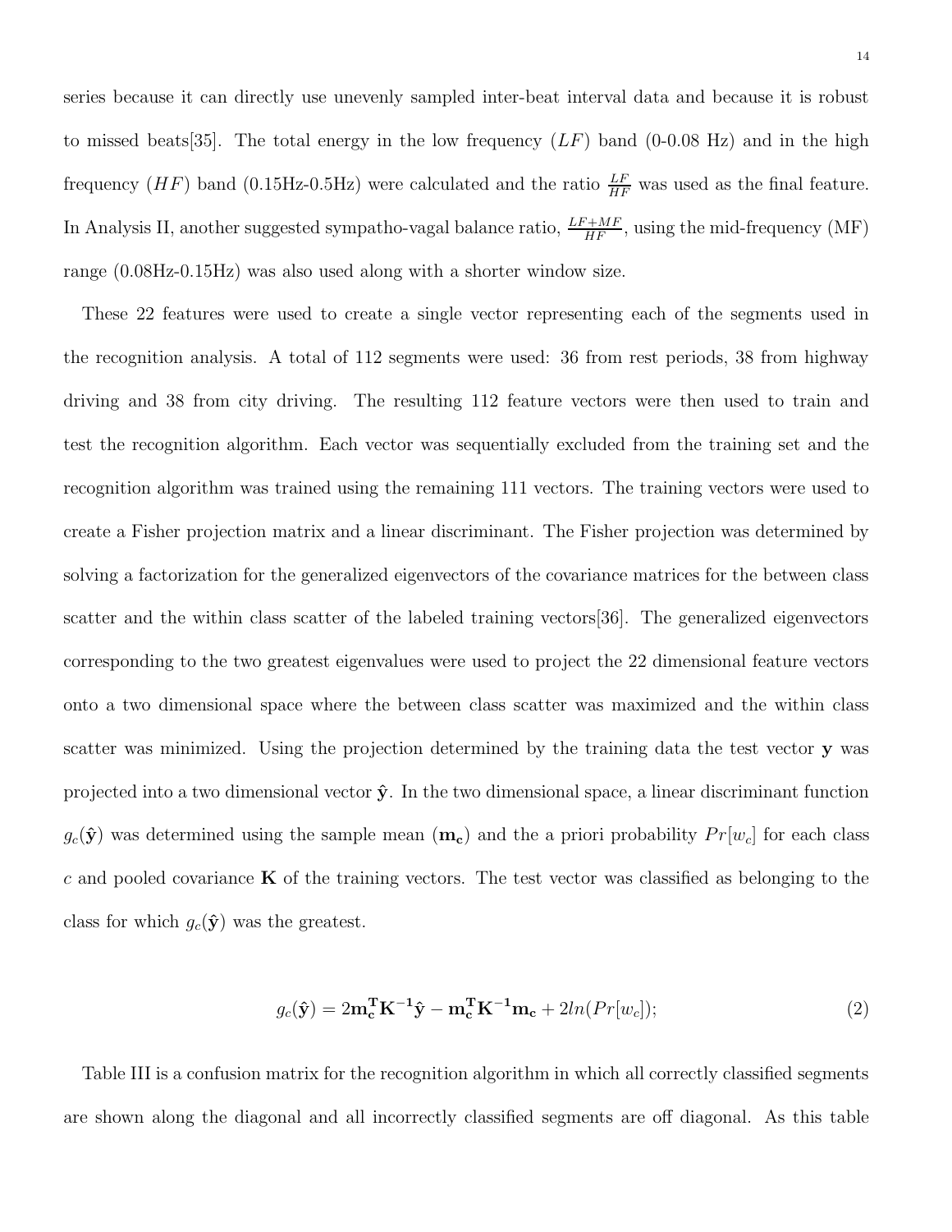series because it can directly use unevenly sampled inter-beat interval data and because it is robust to missed beats[35]. The total energy in the low frequency ($LF$) band (0-0.08 Hz) and in the high frequency ($HF$) band (0.15Hz-0.5Hz) were calculated and the ratio $\frac{LF}{HF}$ was used as the final feature. In Analysis II, another suggested sympatho-vagal balance ratio, $\frac{LF+MF}{HF}$, using the mid-frequency (MF) range (0.08Hz-0.15Hz) was also used along with a shorter window size.

These 22 features were used to create a single vector representing each of the segments used in the recognition analysis. A total of 112 segments were used: 36 from rest periods, 38 from highway driving and 38 from city driving. The resulting 112 feature vectors were then used to train and test the recognition algorithm. Each vector was sequentially excluded from the training set and the recognition algorithm was trained using the remaining 111 vectors. The training vectors were used to create a Fisher projection matrix and a linear discriminant. The Fisher projection was determined by solving a factorization for the generalized eigenvectors of the covariance matrices for the between class scatter and the within class scatter of the labeled training vectors[36]. The generalized eigenvectors corresponding to the two greatest eigenvalues were used to project the 22 dimensional feature vectors onto a two dimensional space where the between class scatter was maximized and the within class scatter was minimized. Using the projection determined by the training data the test vector $\mathbf{y}$ was projected into a two dimensional vector $\hat{\mathbf{y}}$. In the two dimensional space, a linear discriminant function $g_c(\hat{\mathbf{y}})$ was determined using the sample mean ($\mathbf{m_c}$) and the a priori probability $Pr[w_c]$ for each class $c$ and pooled covariance $\mathbf{K}$ of the training vectors. The test vector was classified as belonging to the class for which $g_c(\hat{\mathbf{y}})$ was the greatest.

$$g_c(\hat{\mathbf{y}}) = 2\mathbf{m_c^T K^{-1}}\hat{\mathbf{y}} - \mathbf{m_c^T K^{-1} m_c} + 2ln(Pr[w_c]); \tag{2}$$

Table III is a confusion matrix for the recognition algorithm in which all correctly classified segments are shown along the diagonal and all incorrectly classified segments are off diagonal. As this table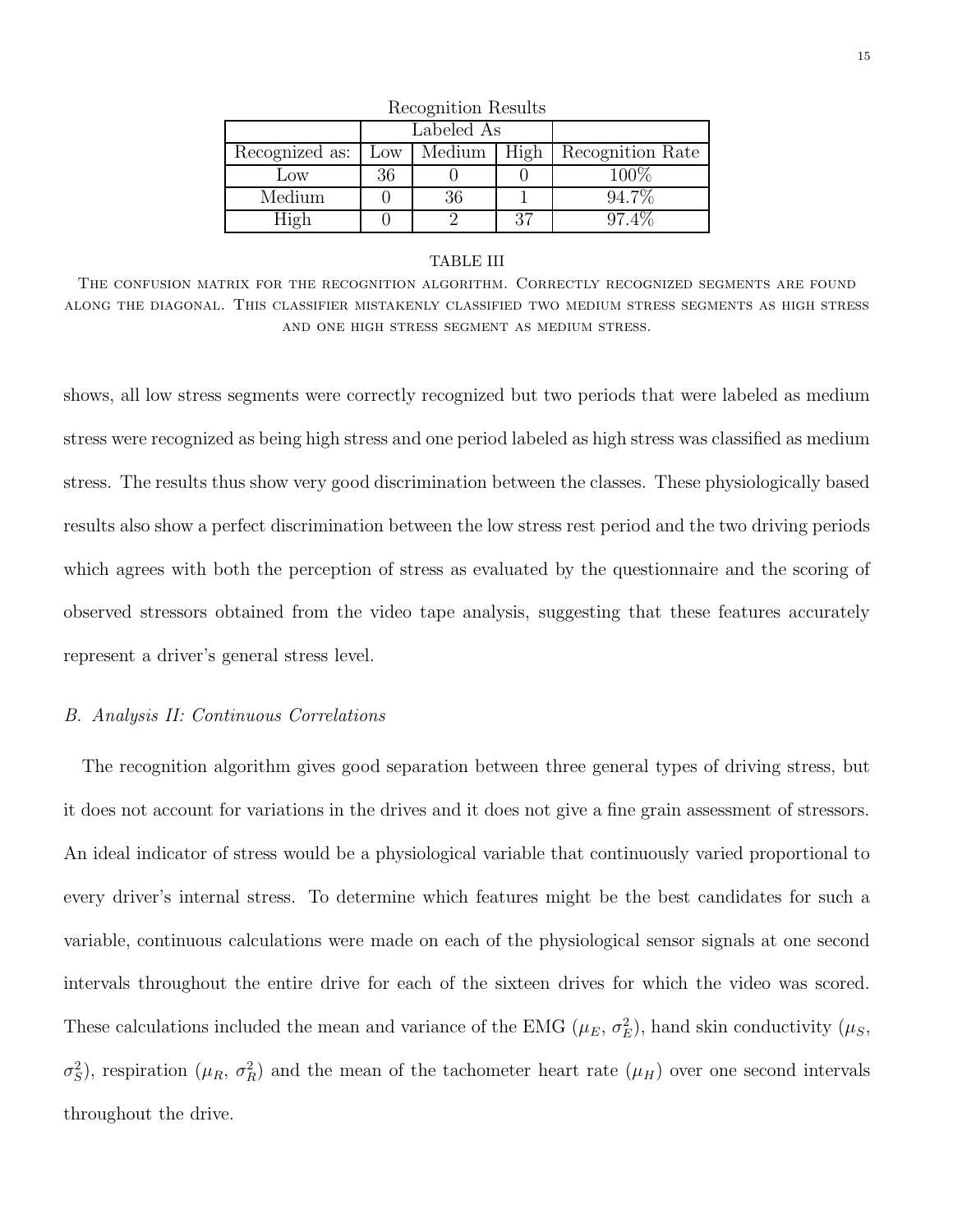Recognition Results

| | Labeled As | | | |
|---|---|---|---|---|
| Recognized as: | Low | Medium | High | Recognition Rate |
| Low | 36 | 0 | 0 | 100% |
| Medium | 0 | 36 | 1 | 94.7% |
| High | 0 | 2 | 37 | 97.4% |

TABLE III

THE CONFUSION MATRIX FOR THE RECOGNITION ALGORITHM. CORRECTLY RECOGNIZED SEGMENTS ARE FOUND ALONG THE DIAGONAL. THIS CLASSIFIER MISTAKENLY CLASSIFIED TWO MEDIUM STRESS SEGMENTS AS HIGH STRESS AND ONE HIGH STRESS SEGMENT AS MEDIUM STRESS.

shows, all low stress segments were correctly recognized but two periods that were labeled as medium stress were recognized as being high stress and one period labeled as high stress was classified as medium stress. The results thus show very good discrimination between the classes. These physiologically based results also show a perfect discrimination between the low stress rest period and the two driving periods which agrees with both the perception of stress as evaluated by the questionnaire and the scoring of observed stressors obtained from the video tape analysis, suggesting that these features accurately represent a driver's general stress level.

### *B. Analysis II: Continuous Correlations*

The recognition algorithm gives good separation between three general types of driving stress, but it does not account for variations in the drives and it does not give a fine grain assessment of stressors. An ideal indicator of stress would be a physiological variable that continuously varied proportional to every driver's internal stress. To determine which features might be the best candidates for such a variable, continuous calculations were made on each of the physiological sensor signals at one second intervals throughout the entire drive for each of the sixteen drives for which the video was scored. These calculations included the mean and variance of the EMG ($\mu_E$, $\sigma_E^2$), hand skin conductivity ($\mu_S$, $\sigma_S^2$), respiration ($\mu_R$, $\sigma_R^2$) and the mean of the tachometer heart rate ($\mu_H$) over one second intervals throughout the drive.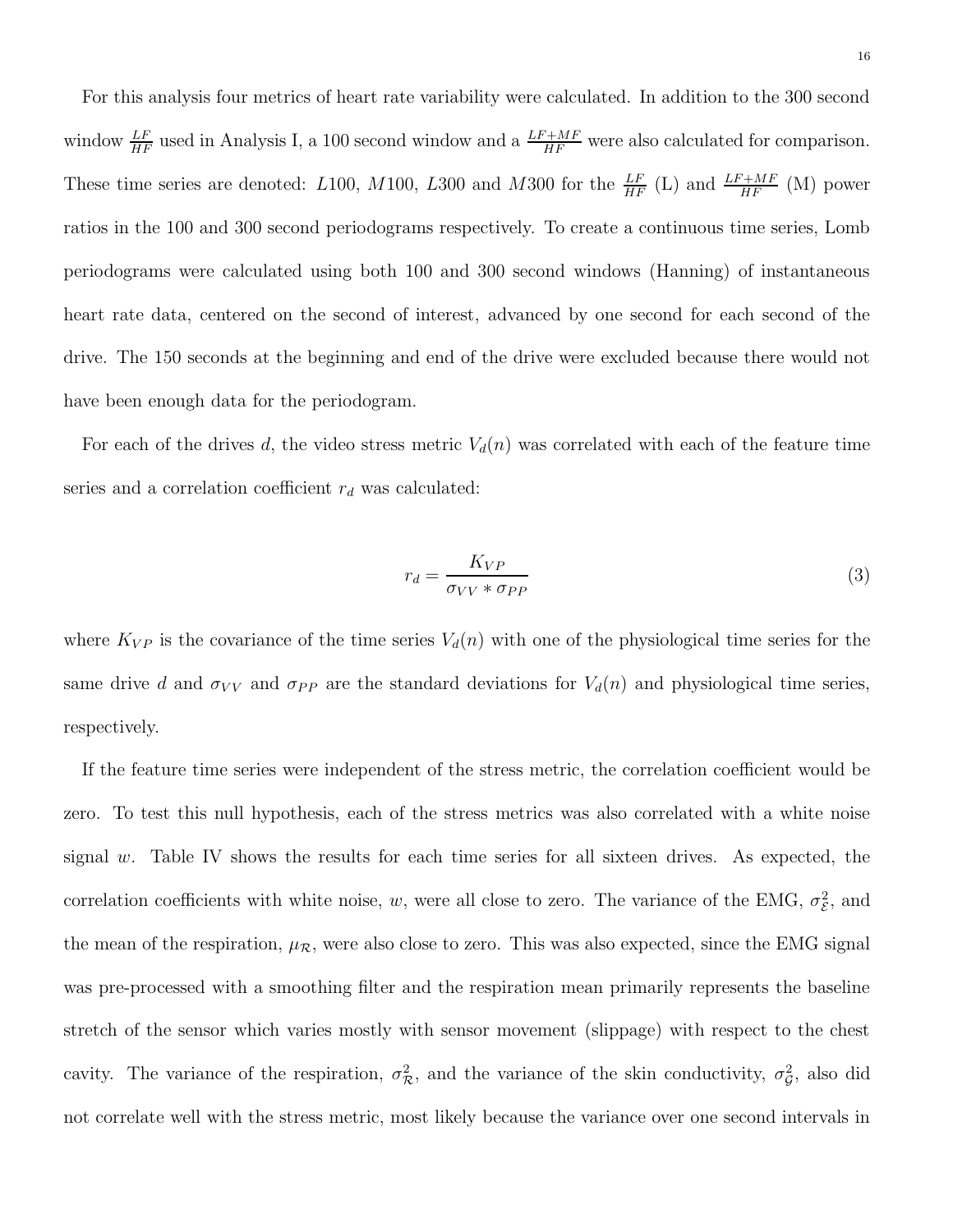For this analysis four metrics of heart rate variability were calculated. In addition to the 300 second window $\frac{LF}{HF}$ used in Analysis I, a 100 second window and a $\frac{LF+MF}{HF}$ were also calculated for comparison. These time series are denoted: $L100$, $M100$, $L300$ and $M300$ for the $\frac{LF}{HF}$ (L) and $\frac{LF+MF}{HF}$ (M) power ratios in the 100 and 300 second periodograms respectively. To create a continuous time series, Lomb periodograms were calculated using both 100 and 300 second windows (Hanning) of instantaneous heart rate data, centered on the second of interest, advanced by one second for each second of the drive. The 150 seconds at the beginning and end of the drive were excluded because there would not have been enough data for the periodogram.

For each of the drives $d$, the video stress metric $V_d(n)$ was correlated with each of the feature time series and a correlation coefficient $r_d$ was calculated:

$$r_d = \frac{K_{VP}}{\sigma_{VV} * \sigma_{PP}} \tag{3}$$

where $K_{VP}$ is the covariance of the time series $V_d(n)$ with one of the physiological time series for the same drive $d$ and $\sigma_{VV}$ and $\sigma_{PP}$ are the standard deviations for $V_d(n)$ and physiological time series, respectively.

If the feature time series were independent of the stress metric, the correlation coefficient would be zero. To test this null hypothesis, each of the stress metrics was also correlated with a white noise signal $w$. Table IV shows the results for each time series for all sixteen drives. As expected, the correlation coefficients with white noise, $w$, were all close to zero. The variance of the EMG, $\sigma^2_{\mathcal{E}}$, and the mean of the respiration, $\mu_{\mathcal{R}}$, were also close to zero. This was also expected, since the EMG signal was pre-processed with a smoothing filter and the respiration mean primarily represents the baseline stretch of the sensor which varies mostly with sensor movement (slippage) with respect to the chest cavity. The variance of the respiration, $\sigma^2_{\mathcal{R}}$, and the variance of the skin conductivity, $\sigma^2_{\mathcal{G}}$, also did not correlate well with the stress metric, most likely because the variance over one second intervals in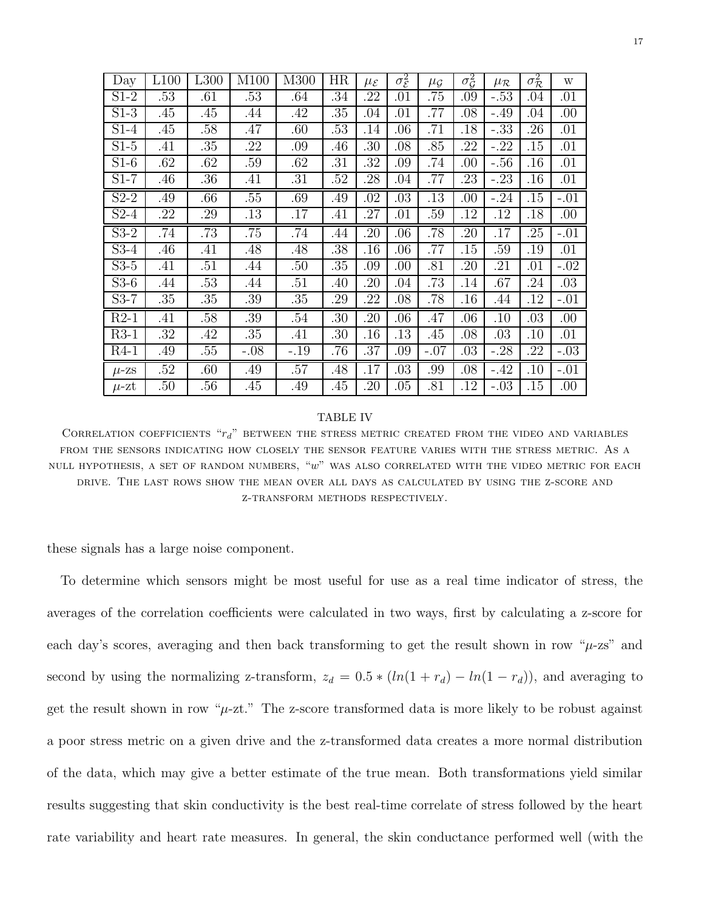| Day | L100 | L300 | M100 | M300 | HR | $\mu_{\mathcal{E}}$ | $\sigma^2_{\mathcal{E}}$ | $\mu_{\mathcal{G}}$ | $\sigma^2_{\mathcal{G}}$ | $\mu_{\mathcal{R}}$ | $\sigma^2_{\mathcal{R}}$ | w |
|---|---|---|---|---|---|---|---|---|---|---|---|---|
| S1-2 | .53 | .61 | .53 | .64 | .34 | .22 | .01 | .75 | .09 | -.53 | .04 | .01 |
| S1-3 | .45 | .45 | .44 | .42 | .35 | .04 | .01 | .77 | .08 | -.49 | .04 | .00 |
| S1-4 | .45 | .58 | .47 | .60 | .53 | .14 | .06 | .71 | .18 | -.33 | .26 | .01 |
| S1-5 | .41 | .35 | .22 | .09 | .46 | .30 | .08 | .85 | .22 | -.22 | .15 | .01 |
| S1-6 | .62 | .62 | .59 | .62 | .31 | .32 | .09 | .74 | .00 | -.56 | .16 | .01 |
| S1-7 | .46 | .36 | .41 | .31 | .52 | .28 | .04 | .77 | .23 | -.23 | .16 | .01 |
| S2-2 | .49 | .66 | .55 | .69 | .49 | .02 | .03 | .13 | .00 | -.24 | .15 | -.01 |
| S2-4 | .22 | .29 | .13 | .17 | .41 | .27 | .01 | .59 | .12 | .12 | .18 | .00 |
| S3-2 | .74 | .73 | .75 | .74 | .44 | .20 | .06 | .78 | .20 | .17 | .25 | -.01 |
| S3-4 | .46 | .41 | .48 | .48 | .38 | .16 | .06 | .77 | .15 | .59 | .19 | .01 |
| S3-5 | .41 | .51 | .44 | .50 | .35 | .09 | .00 | .81 | .20 | .21 | .01 | -.02 |
| S3-6 | .44 | .53 | .44 | .51 | .40 | .20 | .04 | .73 | .14 | .67 | .24 | .03 |
| S3-7 | .35 | .35 | .39 | .35 | .29 | .22 | .08 | .78 | .16 | .44 | .12 | -.01 |
| R2-1 | .41 | .58 | .39 | .54 | .30 | .20 | .06 | .47 | .06 | .10 | .03 | .00 |
| R3-1 | .32 | .42 | .35 | .41 | .30 | .16 | .13 | .45 | .08 | .03 | .10 | .01 |
| R4-1 | .49 | .55 | -.08 | -.19 | .76 | .37 | .09 | -.07 | .03 | -.28 | .22 | -.03 |
| $\mu$-zs | .52 | .60 | .49 | .57 | .48 | .17 | .03 | .99 | .08 | -.42 | .10 | -.01 |
| $\mu$-zt | .50 | .56 | .45 | .49 | .45 | .20 | .05 | .81 | .12 | -.03 | .15 | .00 |

TABLE IV

Correlation coefficients "$r_d$" between the stress metric created from the video and variables from the sensors indicating how closely the sensor feature varies with the stress metric. As a null hypothesis, a set of random numbers, "$w$" was also correlated with the video metric for each drive. The last rows show the mean over all days as calculated by using the z-score and z-transform methods respectively.

these signals has a large noise component.

To determine which sensors might be most useful for use as a real time indicator of stress, the averages of the correlation coefficients were calculated in two ways, first by calculating a z-score for each day's scores, averaging and then back transforming to get the result shown in row "$\mu$-zs" and second by using the normalizing z-transform, $z_d = 0.5 * (ln(1 + r_d) - ln(1 - r_d))$, and averaging to get the result shown in row "$\mu$-zt." The z-score transformed data is more likely to be robust against a poor stress metric on a given drive and the z-transformed data creates a more normal distribution of the data, which may give a better estimate of the true mean. Both transformations yield similar results suggesting that skin conductivity is the best real-time correlate of stress followed by the heart rate variability and heart rate measures. In general, the skin conductance performed well (with the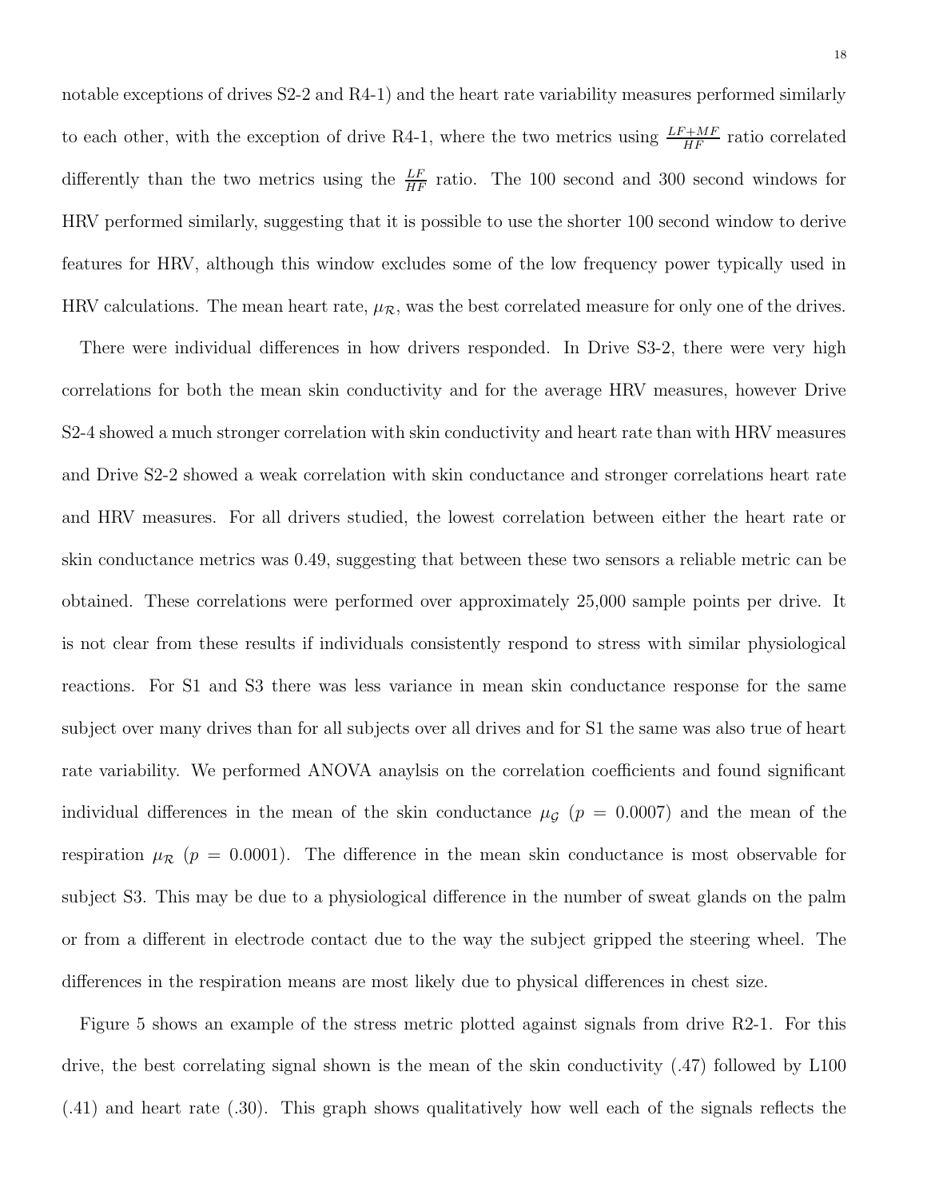notable exceptions of drives S2-2 and R4-1) and the heart rate variability measures performed similarly to each other, with the exception of drive R4-1, where the two metrics using $\frac{LF+MF}{HF}$ ratio correlated differently than the two metrics using the $\frac{LF}{HF}$ ratio. The 100 second and 300 second windows for HRV performed similarly, suggesting that it is possible to use the shorter 100 second window to derive features for HRV, although this window excludes some of the low frequency power typically used in HRV calculations. The mean heart rate, $\mu_{\mathcal{R}}$, was the best correlated measure for only one of the drives.

There were individual differences in how drivers responded. In Drive S3-2, there were very high correlations for both the mean skin conductivity and for the average HRV measures, however Drive S2-4 showed a much stronger correlation with skin conductivity and heart rate than with HRV measures and Drive S2-2 showed a weak correlation with skin conductance and stronger correlations heart rate and HRV measures. For all drivers studied, the lowest correlation between either the heart rate or skin conductance metrics was 0.49, suggesting that between these two sensors a reliable metric can be obtained. These correlations were performed over approximately 25,000 sample points per drive. It is not clear from these results if individuals consistently respond to stress with similar physiological reactions. For S1 and S3 there was less variance in mean skin conductance response for the same subject over many drives than for all subjects over all drives and for S1 the same was also true of heart rate variability. We performed ANOVA anaylsis on the correlation coefficients and found significant individual differences in the mean of the skin conductance $\mu_{\mathcal{G}}$ ($p = 0.0007$) and the mean of the respiration $\mu_{\mathcal{R}}$ ($p = 0.0001$). The difference in the mean skin conductance is most observable for subject S3. This may be due to a physiological difference in the number of sweat glands on the palm or from a different in electrode contact due to the way the subject gripped the steering wheel. The differences in the respiration means are most likely due to physical differences in chest size.

Figure 5 shows an example of the stress metric plotted against signals from drive R2-1. For this drive, the best correlating signal shown is the mean of the skin conductivity (.47) followed by L100 (.41) and heart rate (.30). This graph shows qualitatively how well each of the signals reflects the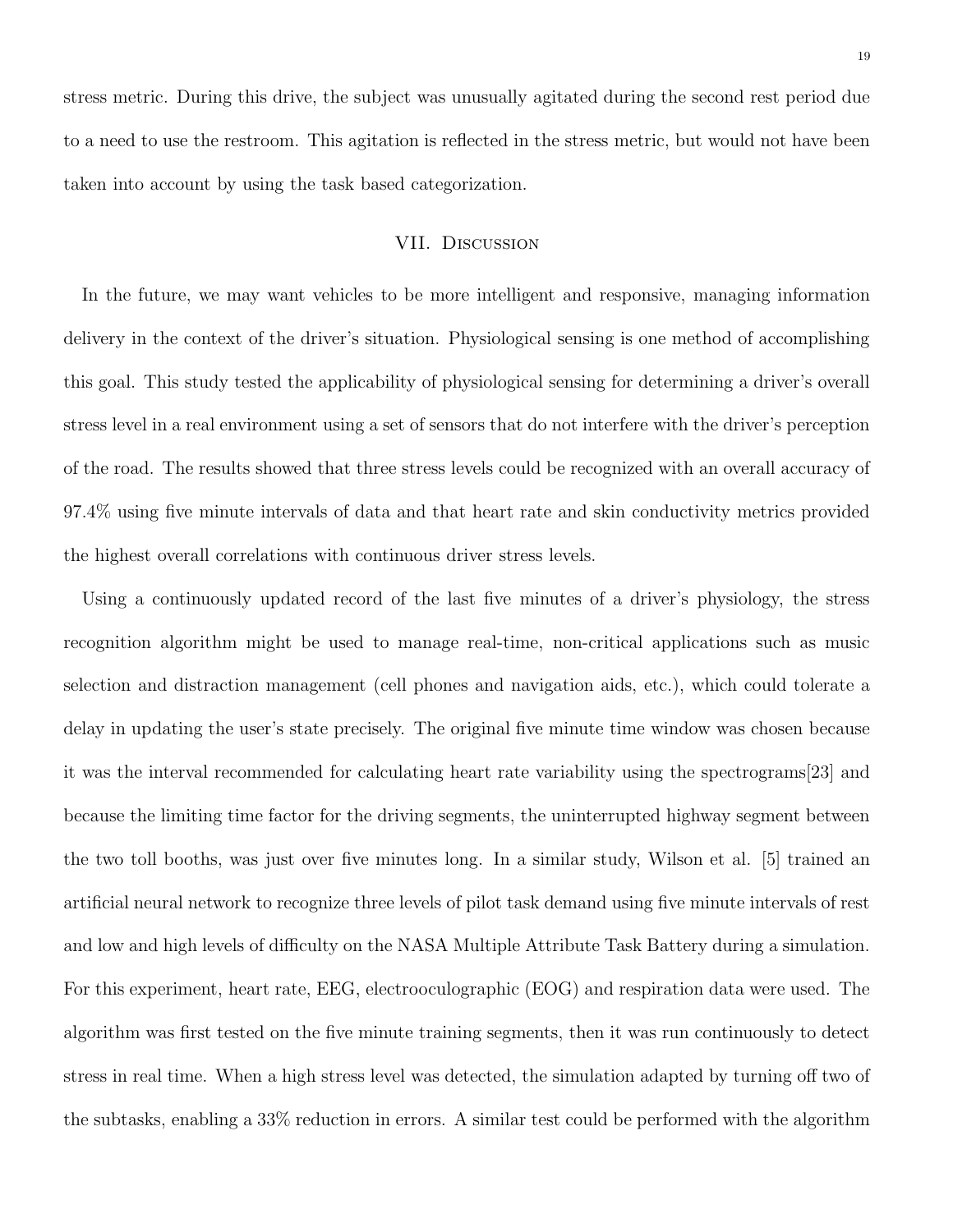stress metric. During this drive, the subject was unusually agitated during the second rest period due to a need to use the restroom. This agitation is reflected in the stress metric, but would not have been taken into account by using the task based categorization.

## VII. Discussion

In the future, we may want vehicles to be more intelligent and responsive, managing information delivery in the context of the driver's situation. Physiological sensing is one method of accomplishing this goal. This study tested the applicability of physiological sensing for determining a driver's overall stress level in a real environment using a set of sensors that do not interfere with the driver's perception of the road. The results showed that three stress levels could be recognized with an overall accuracy of 97.4% using five minute intervals of data and that heart rate and skin conductivity metrics provided the highest overall correlations with continuous driver stress levels.

Using a continuously updated record of the last five minutes of a driver's physiology, the stress recognition algorithm might be used to manage real-time, non-critical applications such as music selection and distraction management (cell phones and navigation aids, etc.), which could tolerate a delay in updating the user's state precisely. The original five minute time window was chosen because it was the interval recommended for calculating heart rate variability using the spectrograms[23] and because the limiting time factor for the driving segments, the uninterrupted highway segment between the two toll booths, was just over five minutes long. In a similar study, Wilson et al. [5] trained an artificial neural network to recognize three levels of pilot task demand using five minute intervals of rest and low and high levels of difficulty on the NASA Multiple Attribute Task Battery during a simulation. For this experiment, heart rate, EEG, electrooculographic (EOG) and respiration data were used. The algorithm was first tested on the five minute training segments, then it was run continuously to detect stress in real time. When a high stress level was detected, the simulation adapted by turning off two of the subtasks, enabling a 33% reduction in errors. A similar test could be performed with the algorithm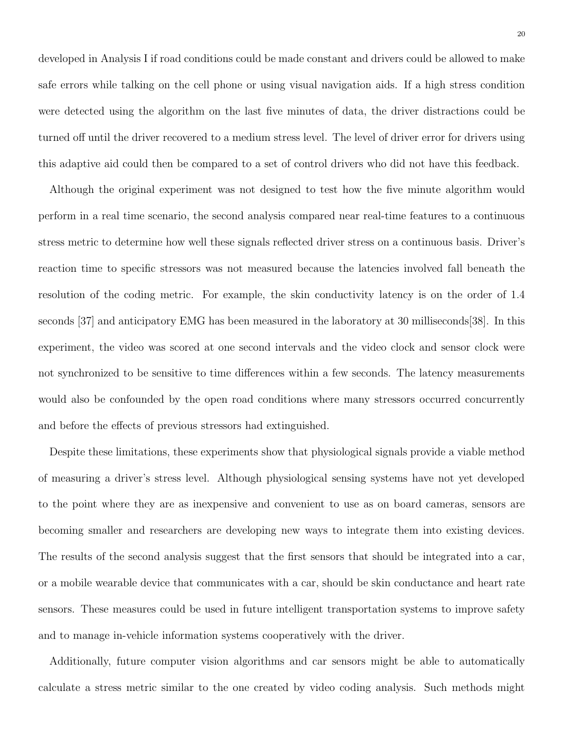developed in Analysis I if road conditions could be made constant and drivers could be allowed to make safe errors while talking on the cell phone or using visual navigation aids. If a high stress condition were detected using the algorithm on the last five minutes of data, the driver distractions could be turned off until the driver recovered to a medium stress level. The level of driver error for drivers using this adaptive aid could then be compared to a set of control drivers who did not have this feedback.

Although the original experiment was not designed to test how the five minute algorithm would perform in a real time scenario, the second analysis compared near real-time features to a continuous stress metric to determine how well these signals reflected driver stress on a continuous basis. Driver's reaction time to specific stressors was not measured because the latencies involved fall beneath the resolution of the coding metric. For example, the skin conductivity latency is on the order of 1.4 seconds [37] and anticipatory EMG has been measured in the laboratory at 30 milliseconds[38]. In this experiment, the video was scored at one second intervals and the video clock and sensor clock were not synchronized to be sensitive to time differences within a few seconds. The latency measurements would also be confounded by the open road conditions where many stressors occurred concurrently and before the effects of previous stressors had extinguished.

Despite these limitations, these experiments show that physiological signals provide a viable method of measuring a driver's stress level. Although physiological sensing systems have not yet developed to the point where they are as inexpensive and convenient to use as on board cameras, sensors are becoming smaller and researchers are developing new ways to integrate them into existing devices. The results of the second analysis suggest that the first sensors that should be integrated into a car, or a mobile wearable device that communicates with a car, should be skin conductance and heart rate sensors. These measures could be used in future intelligent transportation systems to improve safety and to manage in-vehicle information systems cooperatively with the driver.

Additionally, future computer vision algorithms and car sensors might be able to automatically calculate a stress metric similar to the one created by video coding analysis. Such methods might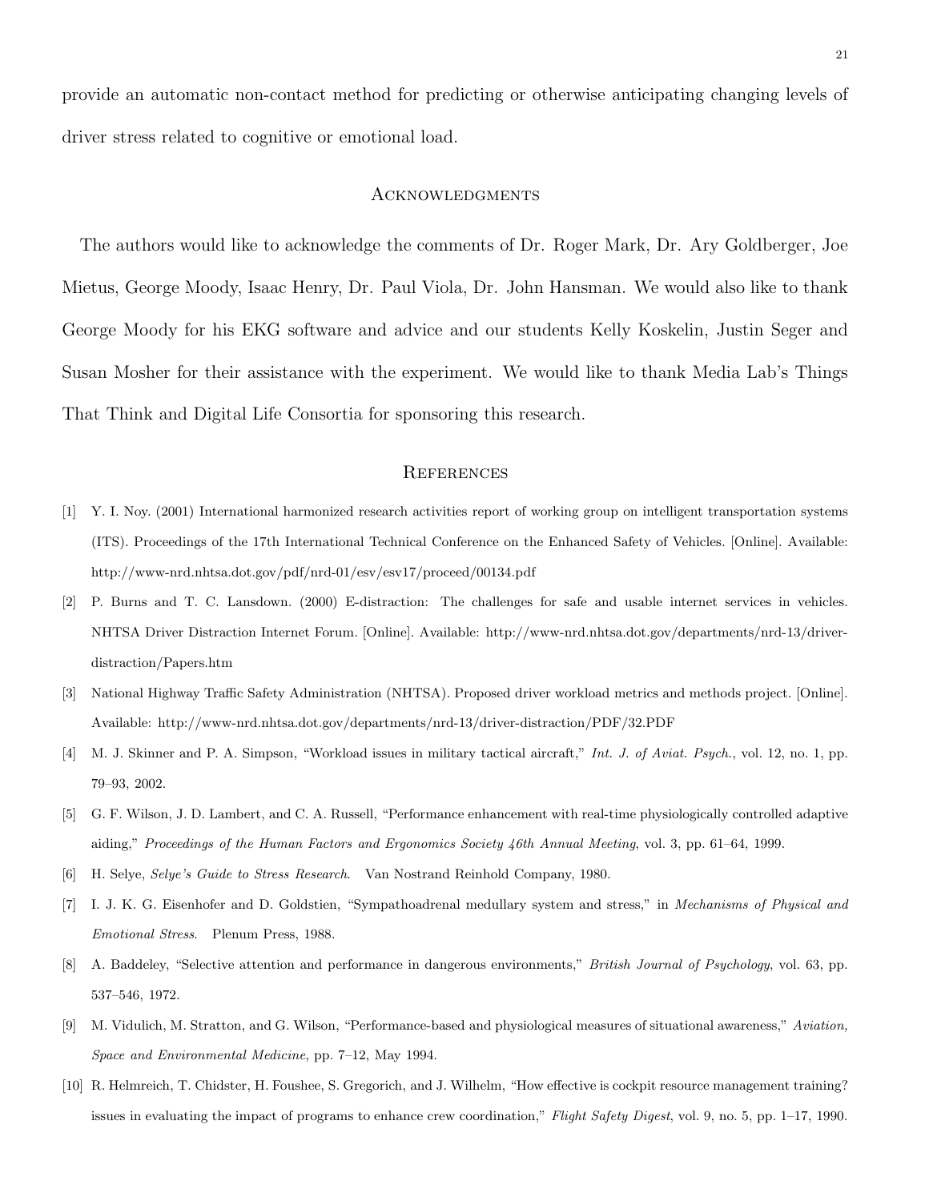provide an automatic non-contact method for predicting or otherwise anticipating changing levels of driver stress related to cognitive or emotional load.

## Acknowledgments

The authors would like to acknowledge the comments of Dr. Roger Mark, Dr. Ary Goldberger, Joe Mietus, George Moody, Isaac Henry, Dr. Paul Viola, Dr. John Hansman. We would also like to thank George Moody for his EKG software and advice and our students Kelly Koskelin, Justin Seger and Susan Mosher for their assistance with the experiment. We would like to thank Media Lab's Things That Think and Digital Life Consortia for sponsoring this research.

## References

[1] Y. I. Noy. (2001) International harmonized research activities report of working group on intelligent transportation systems (ITS). Proceedings of the 17th International Technical Conference on the Enhanced Safety of Vehicles. [Online]. Available: http://www-nrd.nhtsa.dot.gov/pdf/nrd-01/esv/esv17/proceed/00134.pdf

[2] P. Burns and T. C. Lansdown. (2000) E-distraction: The challenges for safe and usable internet services in vehicles. NHTSA Driver Distraction Internet Forum. [Online]. Available: http://www-nrd.nhtsa.dot.gov/departments/nrd-13/driver-distraction/Papers.htm

[3] National Highway Traffic Safety Administration (NHTSA). Proposed driver workload metrics and methods project. [Online]. Available: http://www-nrd.nhtsa.dot.gov/departments/nrd-13/driver-distraction/PDF/32.PDF

[4] M. J. Skinner and P. A. Simpson, "Workload issues in military tactical aircraft," *Int. J. of Aviat. Psych.*, vol. 12, no. 1, pp. 79–93, 2002.

[5] G. F. Wilson, J. D. Lambert, and C. A. Russell, "Performance enhancement with real-time physiologically controlled adaptive aiding," *Proceedings of the Human Factors and Ergonomics Society 46th Annual Meeting*, vol. 3, pp. 61–64, 1999.

[6] H. Selye, *Selye's Guide to Stress Research*. Van Nostrand Reinhold Company, 1980.

[7] I. J. K. G. Eisenhofer and D. Goldstien, "Sympathoadrenal medullary system and stress," in *Mechanisms of Physical and Emotional Stress*. Plenum Press, 1988.

[8] A. Baddeley, "Selective attention and performance in dangerous environments," *British Journal of Psychology*, vol. 63, pp. 537–546, 1972.

[9] M. Vidulich, M. Stratton, and G. Wilson, "Performance-based and physiological measures of situational awareness," *Aviation, Space and Environmental Medicine*, pp. 7–12, May 1994.

[10] R. Helmreich, T. Chidster, H. Foushee, S. Gregorich, and J. Wilhelm, "How effective is cockpit resource management training? issues in evaluating the impact of programs to enhance crew coordination," *Flight Safety Digest*, vol. 9, no. 5, pp. 1–17, 1990.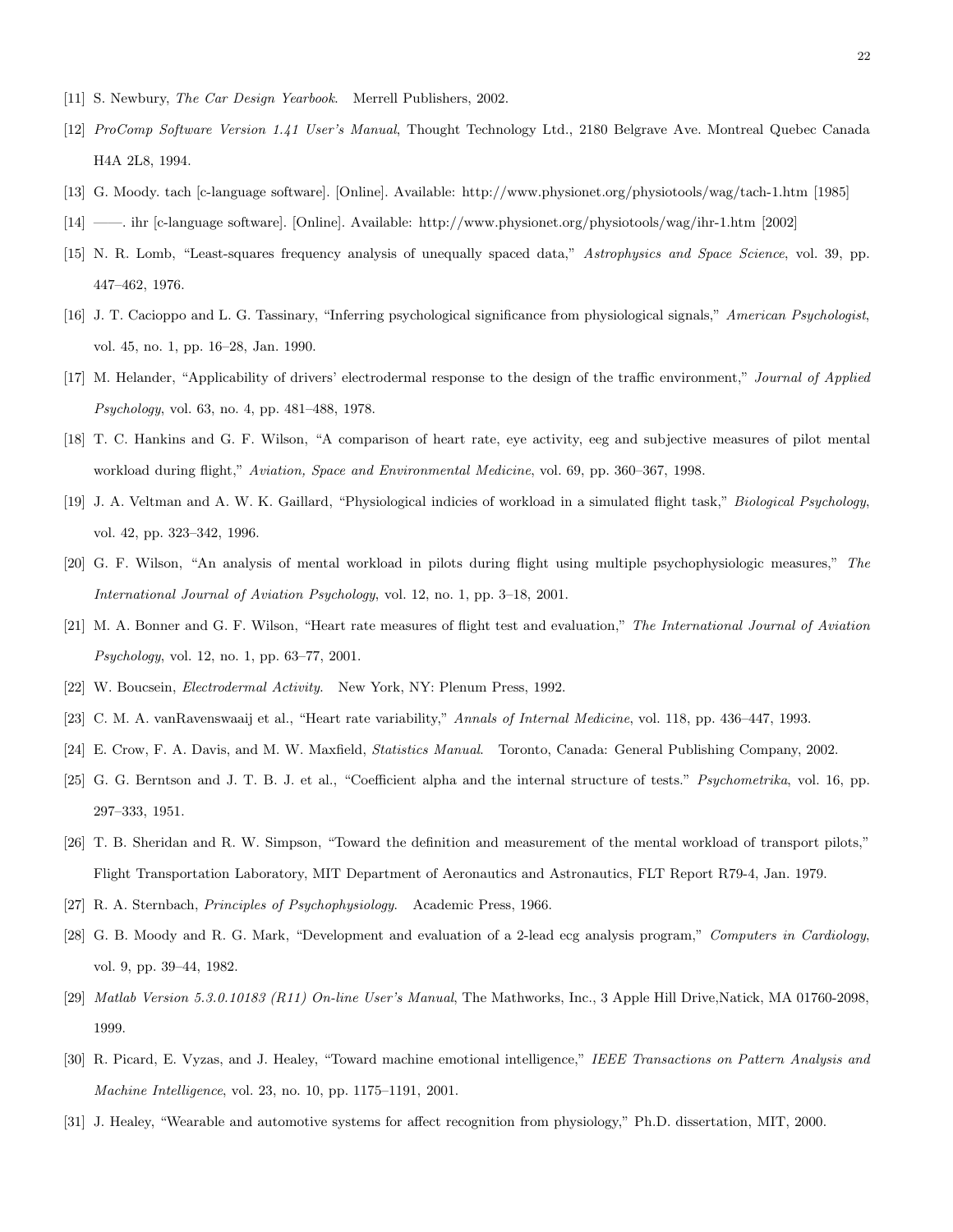[11] S. Newbury, *The Car Design Yearbook*. Merrell Publishers, 2002.

[12] *ProComp Software Version 1.41 User's Manual*, Thought Technology Ltd., 2180 Belgrave Ave. Montreal Quebec Canada H4A 2L8, 1994.

[13] G. Moody. tach [c-language software]. [Online]. Available: http://www.physionet.org/physiotools/wag/tach-1.htm [1985]

[14] ——. ihr [c-language software]. [Online]. Available: http://www.physionet.org/physiotools/wag/ihr-1.htm [2002]

[15] N. R. Lomb, "Least-squares frequency analysis of unequally spaced data," *Astrophysics and Space Science*, vol. 39, pp. 447–462, 1976.

[16] J. T. Cacioppo and L. G. Tassinary, "Inferring psychological significance from physiological signals," *American Psychologist*, vol. 45, no. 1, pp. 16–28, Jan. 1990.

[17] M. Helander, "Applicability of drivers' electrodermal response to the design of the traffic environment," *Journal of Applied Psychology*, vol. 63, no. 4, pp. 481–488, 1978.

[18] T. C. Hankins and G. F. Wilson, "A comparison of heart rate, eye activity, eeg and subjective measures of pilot mental workload during flight," *Aviation, Space and Environmental Medicine*, vol. 69, pp. 360–367, 1998.

[19] J. A. Veltman and A. W. K. Gaillard, "Physiological indicies of workload in a simulated flight task," *Biological Psychology*, vol. 42, pp. 323–342, 1996.

[20] G. F. Wilson, "An analysis of mental workload in pilots during flight using multiple psychophysiologic measures," *The International Journal of Aviation Psychology*, vol. 12, no. 1, pp. 3–18, 2001.

[21] M. A. Bonner and G. F. Wilson, "Heart rate measures of flight test and evaluation," *The International Journal of Aviation Psychology*, vol. 12, no. 1, pp. 63–77, 2001.

[22] W. Boucsein, *Electrodermal Activity*. New York, NY: Plenum Press, 1992.

[23] C. M. A. vanRavenswaaij et al., "Heart rate variability," *Annals of Internal Medicine*, vol. 118, pp. 436–447, 1993.

[24] E. Crow, F. A. Davis, and M. W. Maxfield, *Statistics Manual*. Toronto, Canada: General Publishing Company, 2002.

[25] G. G. Berntson and J. T. B. J. et al., "Coefficient alpha and the internal structure of tests." *Psychometrika*, vol. 16, pp. 297–333, 1951.

[26] T. B. Sheridan and R. W. Simpson, "Toward the definition and measurement of the mental workload of transport pilots," Flight Transportation Laboratory, MIT Department of Aeronautics and Astronautics, FLT Report R79-4, Jan. 1979.

[27] R. A. Sternbach, *Principles of Psychophysiology*. Academic Press, 1966.

[28] G. B. Moody and R. G. Mark, "Development and evaluation of a 2-lead ecg analysis program," *Computers in Cardiology*, vol. 9, pp. 39–44, 1982.

[29] *Matlab Version 5.3.0.10183 (R11) On-line User's Manual*, The Mathworks, Inc., 3 Apple Hill Drive,Natick, MA 01760-2098, 1999.

[30] R. Picard, E. Vyzas, and J. Healey, "Toward machine emotional intelligence," *IEEE Transactions on Pattern Analysis and Machine Intelligence*, vol. 23, no. 10, pp. 1175–1191, 2001.

[31] J. Healey, "Wearable and automotive systems for affect recognition from physiology," Ph.D. dissertation, MIT, 2000.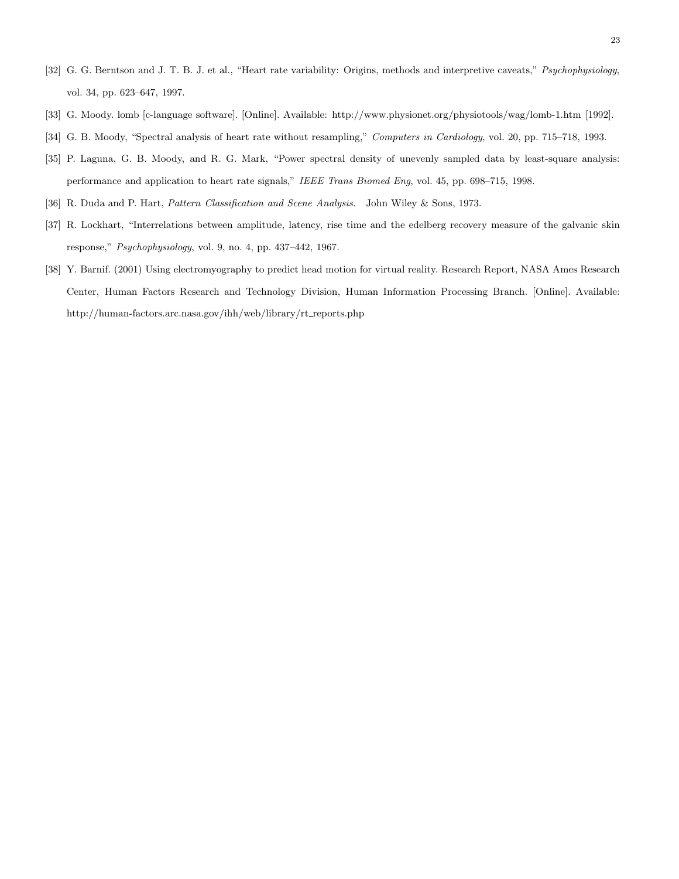[32] G. G. Berntson and J. T. B. J. et al., "Heart rate variability: Origins, methods and interpretive caveats," *Psychophysiology*, vol. 34, pp. 623–647, 1997.

[33] G. Moody. lomb [c-language software]. [Online]. Available: http://www.physionet.org/physiotools/wag/lomb-1.htm [1992].

[34] G. B. Moody, "Spectral analysis of heart rate without resampling," *Computers in Cardiology*, vol. 20, pp. 715–718, 1993.

[35] P. Laguna, G. B. Moody, and R. G. Mark, "Power spectral density of unevenly sampled data by least-square analysis: performance and application to heart rate signals," *IEEE Trans Biomed Eng*, vol. 45, pp. 698–715, 1998.

[36] R. Duda and P. Hart, *Pattern Classification and Scene Analysis*. John Wiley & Sons, 1973.

[37] R. Lockhart, "Interrelations between amplitude, latency, rise time and the edelberg recovery measure of the galvanic skin response," *Psychophysiology*, vol. 9, no. 4, pp. 437–442, 1967.

[38] Y. Barnif. (2001) Using electromyography to predict head motion for virtual reality. Research Report, NASA Ames Research Center, Human Factors Research and Technology Division, Human Information Processing Branch. [Online]. Available: http://human-factors.arc.nasa.gov/ihh/web/library/rt_reports.php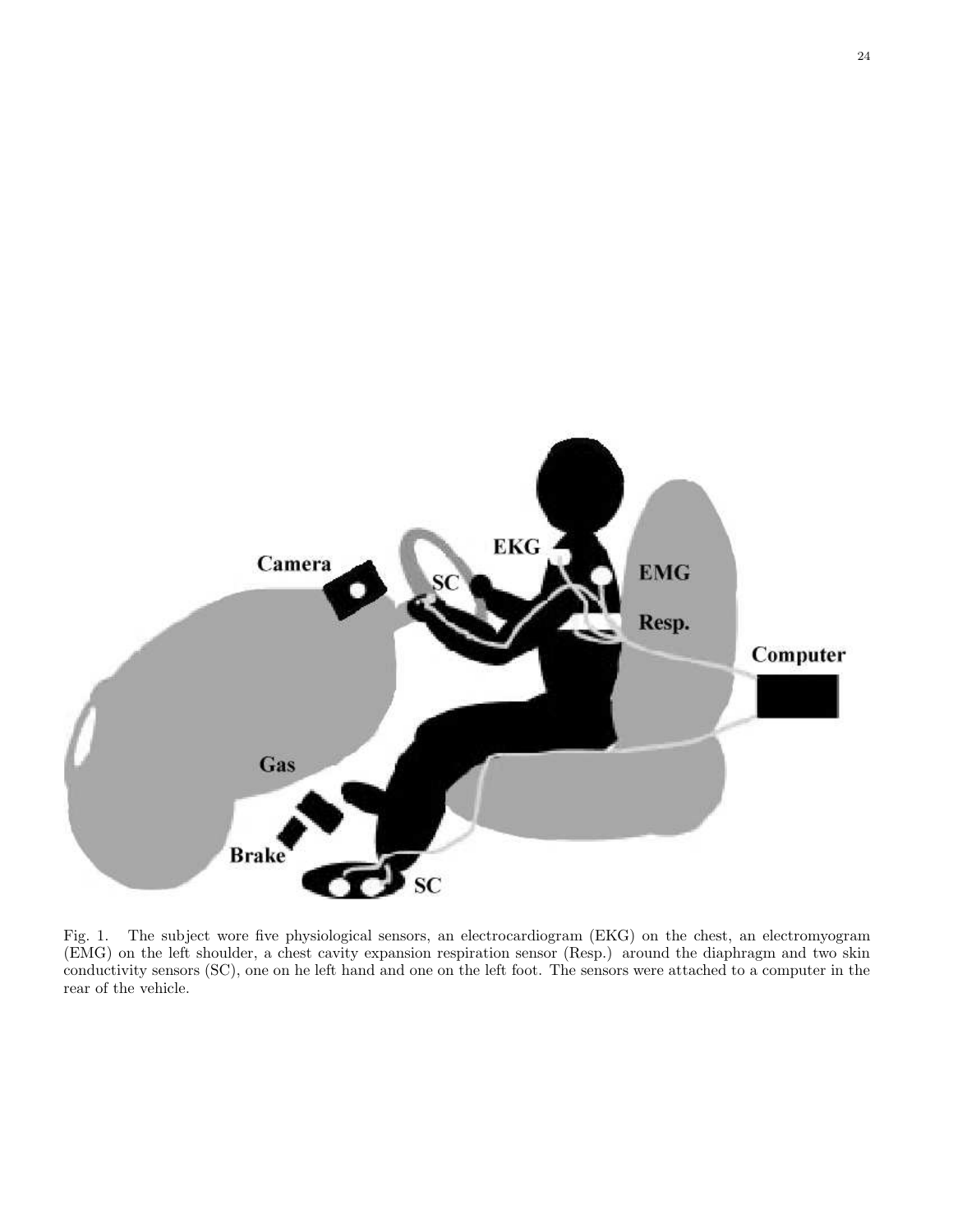Fig. 1. The subject wore five physiological sensors, an electrocardiogram (EKG) on the chest, an electromyogram (EMG) on the left shoulder, a chest cavity expansion respiration sensor (Resp.) around the diaphragm and two skin conductivity sensors (SC), one on he left hand and one on the left foot. The sensors were attached to a computer in the rear of the vehicle.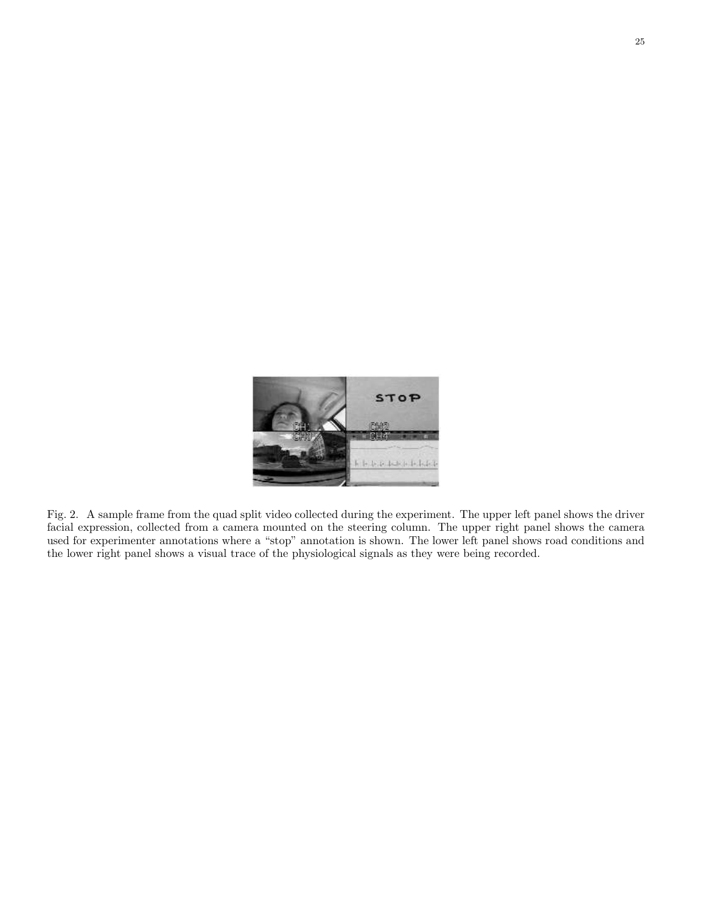Fig. 2. A sample frame from the quad split video collected during the experiment. The upper left panel shows the driver facial expression, collected from a camera mounted on the steering column. The upper right panel shows the camera used for experimenter annotations where a "stop" annotation is shown. The lower left panel shows road conditions and the lower right panel shows a visual trace of the physiological signals as they were being recorded.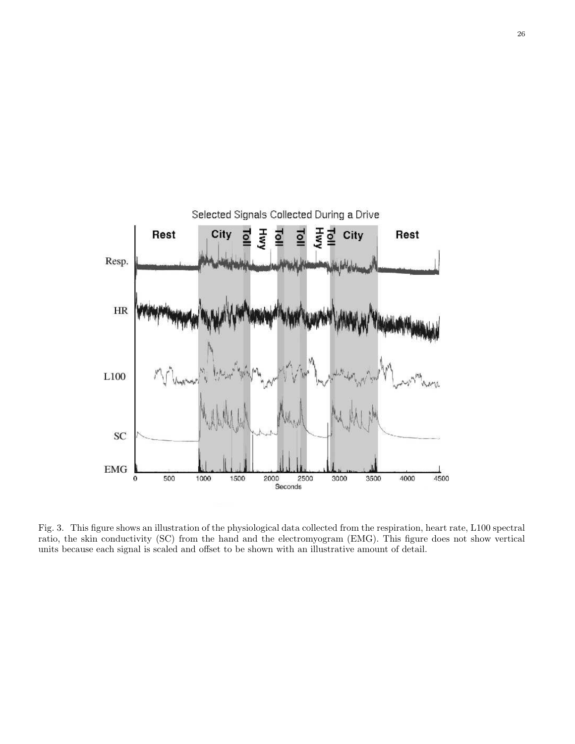Fig. 3. This figure shows an illustration of the physiological data collected from the respiration, heart rate, L100 spectral ratio, the skin conductivity (SC) from the hand and the electromyogram (EMG). This figure does not show vertical units because each signal is scaled and offset to be shown with an illustrative amount of detail.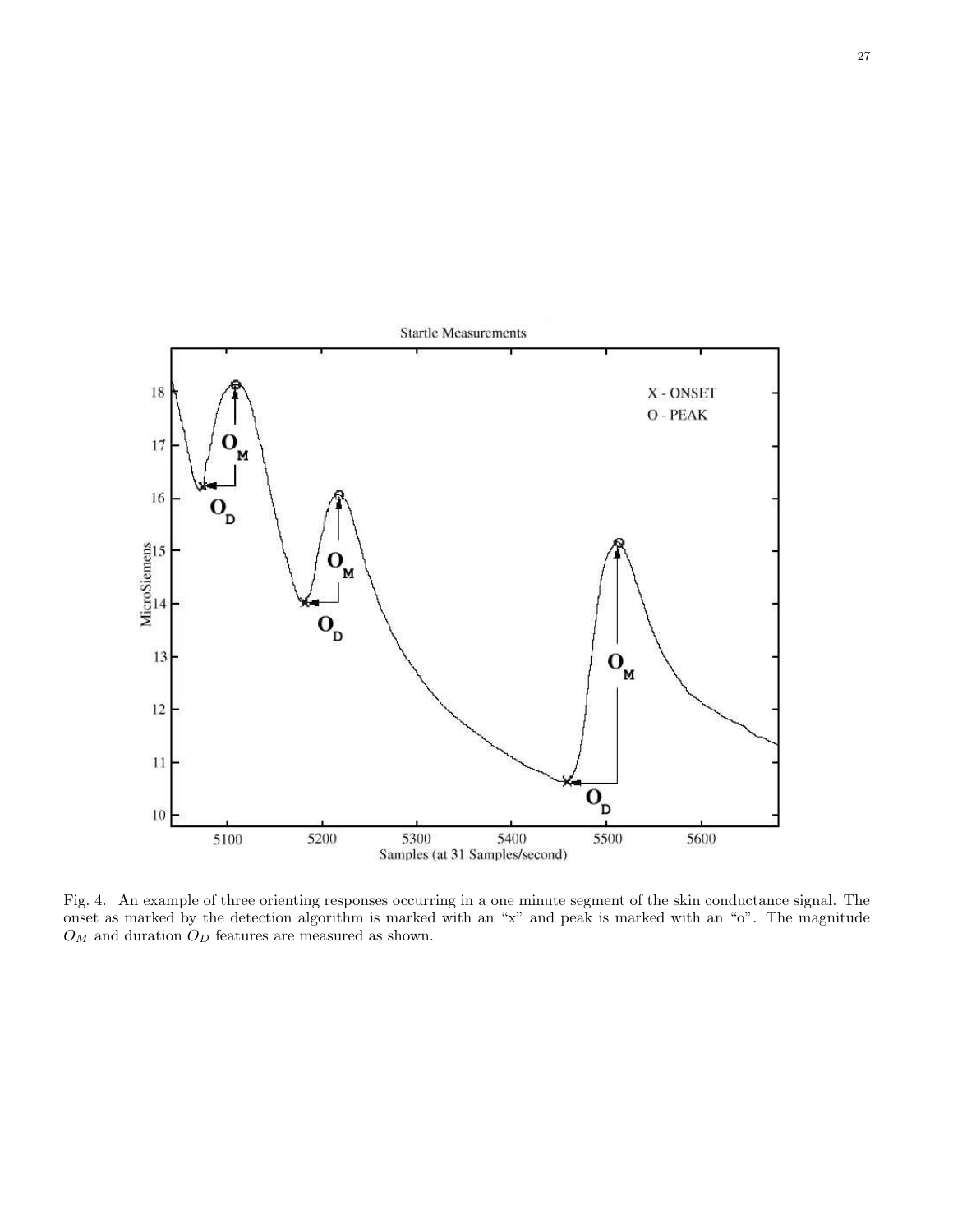Fig. 4. An example of three orienting responses occurring in a one minute segment of the skin conductance signal. The onset as marked by the detection algorithm is marked with an "x" and peak is marked with an "o". The magnitude $O_M$ and duration $O_D$ features are measured as shown.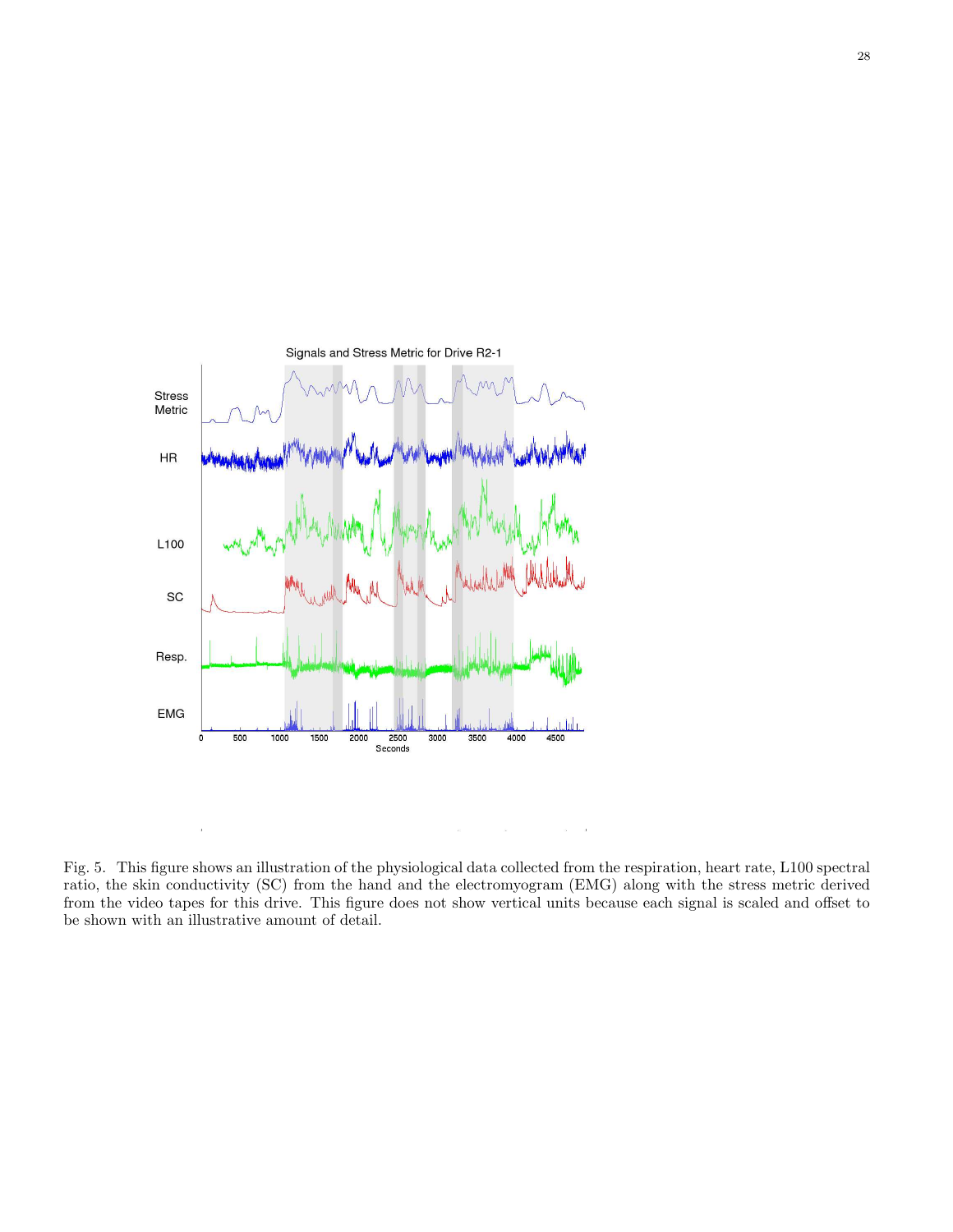Signals and Stress Metric for Drive R2-1

Stress Metric

HR

L100

SC

Resp.

EMG

0 500 1000 1500 2000 2500 3000 3500 4000 4500

Seconds

Fig. 5. This figure shows an illustration of the physiological data collected from the respiration, heart rate, L100 spectral ratio, the skin conductivity (SC) from the hand and the electromyogram (EMG) along with the stress metric derived from the video tapes for this drive. This figure does not show vertical units because each signal is scaled and offset to be shown with an illustrative amount of detail.